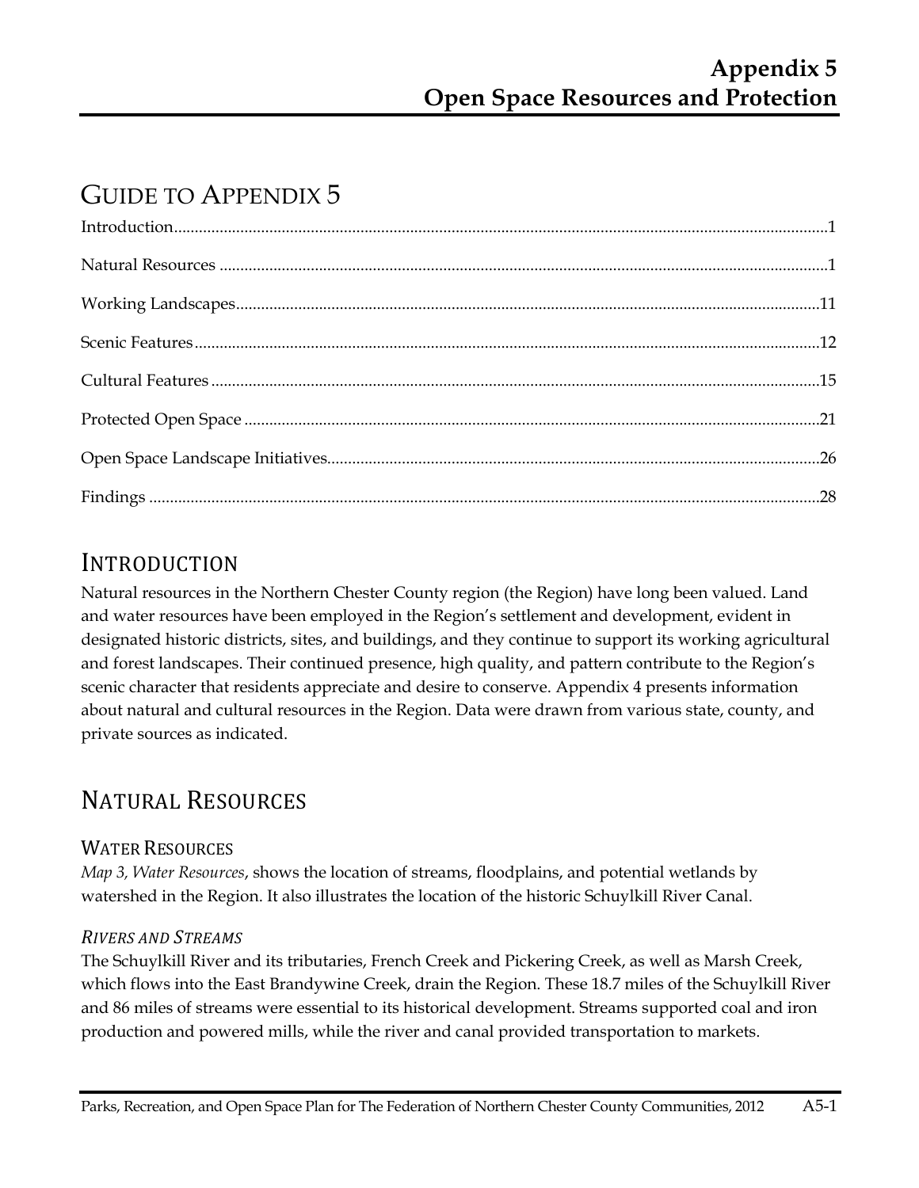# Appendix 5
# Open Space Resources and Protection

## GUIDE TO APPENDIX 5

Introduction...1

Natural Resources...1

Working Landscapes...11

Scenic Features...12

Cultural Features...15

Protected Open Space...21

Open Space Landscape Initiatives...26

Findings...28

## INTRODUCTION

Natural resources in the Northern Chester County region (the Region) have long been valued. Land and water resources have been employed in the Region's settlement and development, evident in designated historic districts, sites, and buildings, and they continue to support its working agricultural and forest landscapes. Their continued presence, high quality, and pattern contribute to the Region's scenic character that residents appreciate and desire to conserve. Appendix 4 presents information about natural and cultural resources in the Region. Data were drawn from various state, county, and private sources as indicated.

## NATURAL RESOURCES

### WATER RESOURCES

*Map 3, Water Resources*, shows the location of streams, floodplains, and potential wetlands by watershed in the Region. It also illustrates the location of the historic Schuylkill River Canal.

#### *RIVERS AND STREAMS*

The Schuylkill River and its tributaries, French Creek and Pickering Creek, as well as Marsh Creek, which flows into the East Brandywine Creek, drain the Region. These 18.7 miles of the Schuylkill River and 86 miles of streams were essential to its historical development. Streams supported coal and iron production and powered mills, while the river and canal provided transportation to markets.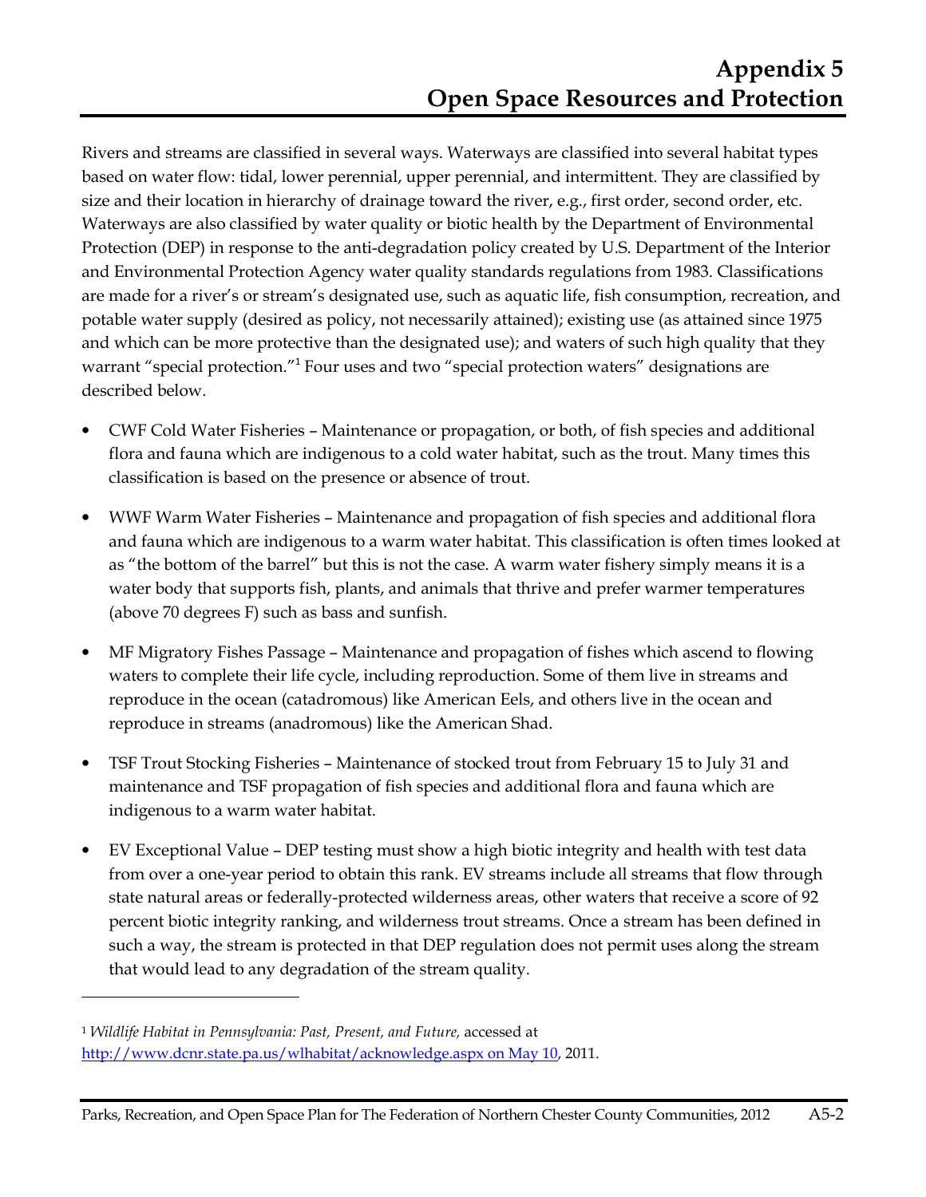# Appendix 5
# Open Space Resources and Protection

Rivers and streams are classified in several ways. Waterways are classified into several habitat types based on water flow: tidal, lower perennial, upper perennial, and intermittent. They are classified by size and their location in hierarchy of drainage toward the river, e.g., first order, second order, etc. Waterways are also classified by water quality or biotic health by the Department of Environmental Protection (DEP) in response to the anti-degradation policy created by U.S. Department of the Interior and Environmental Protection Agency water quality standards regulations from 1983. Classifications are made for a river's or stream's designated use, such as aquatic life, fish consumption, recreation, and potable water supply (desired as policy, not necessarily attained); existing use (as attained since 1975 and which can be more protective than the designated use); and waters of such high quality that they warrant "special protection."[1] Four uses and two "special protection waters" designations are described below.

- CWF Cold Water Fisheries – Maintenance or propagation, or both, of fish species and additional flora and fauna which are indigenous to a cold water habitat, such as the trout. Many times this classification is based on the presence or absence of trout.
- WWF Warm Water Fisheries – Maintenance and propagation of fish species and additional flora and fauna which are indigenous to a warm water habitat. This classification is often times looked at as "the bottom of the barrel" but this is not the case. A warm water fishery simply means it is a water body that supports fish, plants, and animals that thrive and prefer warmer temperatures (above 70 degrees F) such as bass and sunfish.
- MF Migratory Fishes Passage – Maintenance and propagation of fishes which ascend to flowing waters to complete their life cycle, including reproduction. Some of them live in streams and reproduce in the ocean (catadromous) like American Eels, and others live in the ocean and reproduce in streams (anadromous) like the American Shad.
- TSF Trout Stocking Fisheries – Maintenance of stocked trout from February 15 to July 31 and maintenance and TSF propagation of fish species and additional flora and fauna which are indigenous to a warm water habitat.
- EV Exceptional Value – DEP testing must show a high biotic integrity and health with test data from over a one-year period to obtain this rank. EV streams include all streams that flow through state natural areas or federally-protected wilderness areas, other waters that receive a score of 92 percent biotic integrity ranking, and wilderness trout streams. Once a stream has been defined in such a way, the stream is protected in that DEP regulation does not permit uses along the stream that would lead to any degradation of the stream quality.

---

[1] *Wildlife Habitat in Pennsylvania: Past, Present, and Future,* accessed at http://www.dcnr.state.pa.us/wlhabitat/acknowledge.aspx on May 10, 2011.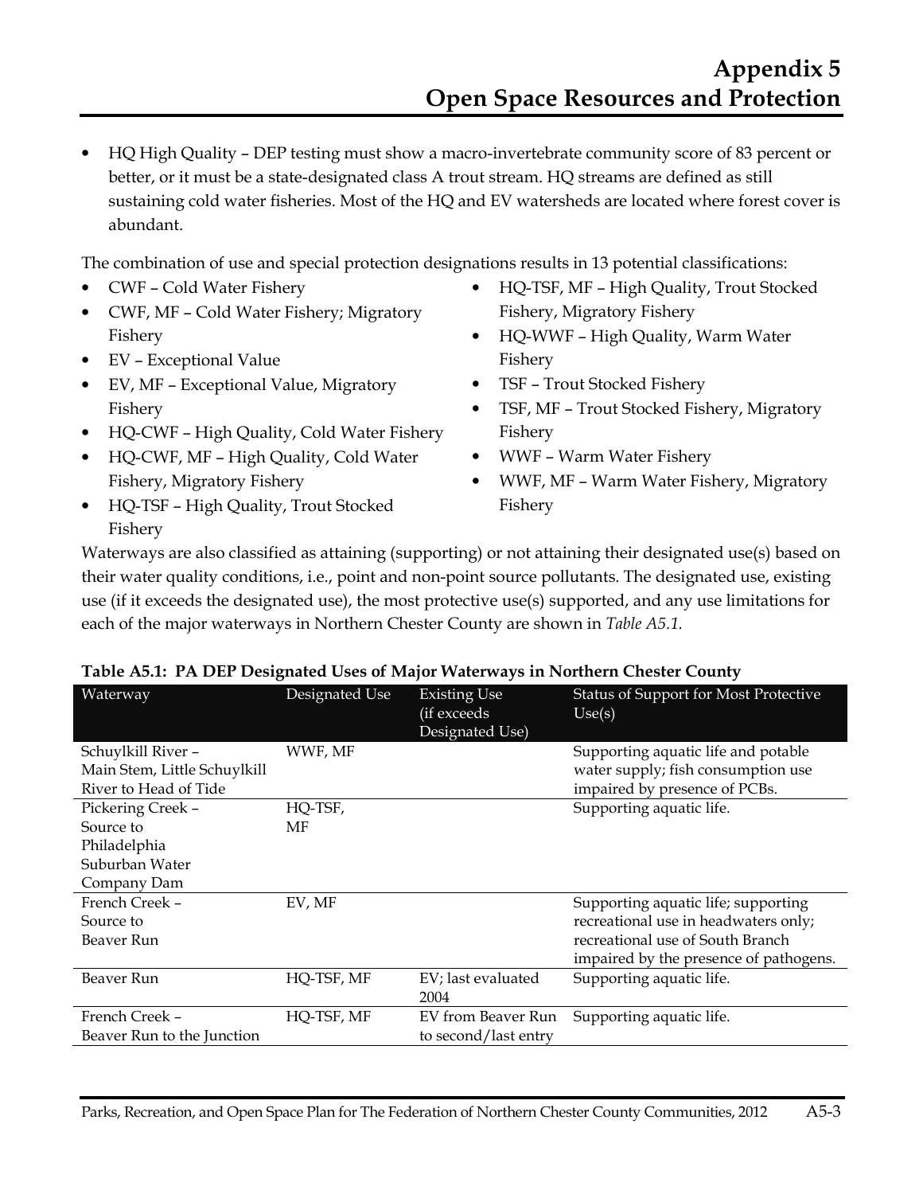- HQ High Quality – DEP testing must show a macro-invertebrate community score of 83 percent or better, or it must be a state-designated class A trout stream. HQ streams are defined as still sustaining cold water fisheries. Most of the HQ and EV watersheds are located where forest cover is abundant.

The combination of use and special protection designations results in 13 potential classifications:

- CWF – Cold Water Fishery
- CWF, MF – Cold Water Fishery; Migratory Fishery
- EV – Exceptional Value
- EV, MF – Exceptional Value, Migratory Fishery
- HQ-CWF – High Quality, Cold Water Fishery
- HQ-CWF, MF – High Quality, Cold Water Fishery, Migratory Fishery
- HQ-TSF – High Quality, Trout Stocked Fishery
- HQ-TSF, MF – High Quality, Trout Stocked Fishery, Migratory Fishery
- HQ-WWF – High Quality, Warm Water Fishery
- TSF – Trout Stocked Fishery
- TSF, MF – Trout Stocked Fishery, Migratory Fishery
- WWF – Warm Water Fishery
- WWF, MF – Warm Water Fishery, Migratory Fishery

Waterways are also classified as attaining (supporting) or not attaining their designated use(s) based on their water quality conditions, i.e., point and non-point source pollutants. The designated use, existing use (if it exceeds the designated use), the most protective use(s) supported, and any use limitations for each of the major waterways in Northern Chester County are shown in *Table A5.1.*

**Table A5.1: PA DEP Designated Uses of Major Waterways in Northern Chester County**

| Waterway | Designated Use | Existing Use (if exceeds Designated Use) | Status of Support for Most Protective Use(s) |
|---|---|---|---|
| Schuylkill River – Main Stem, Little Schuylkill River to Head of Tide | WWF, MF | | Supporting aquatic life and potable water supply; fish consumption use impaired by presence of PCBs. |
| Pickering Creek – Source to Philadelphia Suburban Water Company Dam | HQ-TSF, MF | | Supporting aquatic life. |
| French Creek – Source to Beaver Run | EV, MF | | Supporting aquatic life; supporting recreational use in headwaters only; recreational use of South Branch impaired by the presence of pathogens. |
| Beaver Run | HQ-TSF, MF | EV; last evaluated 2004 | Supporting aquatic life. |
| French Creek – Beaver Run to the Junction | HQ-TSF, MF | EV from Beaver Run to second/last entry | Supporting aquatic life. |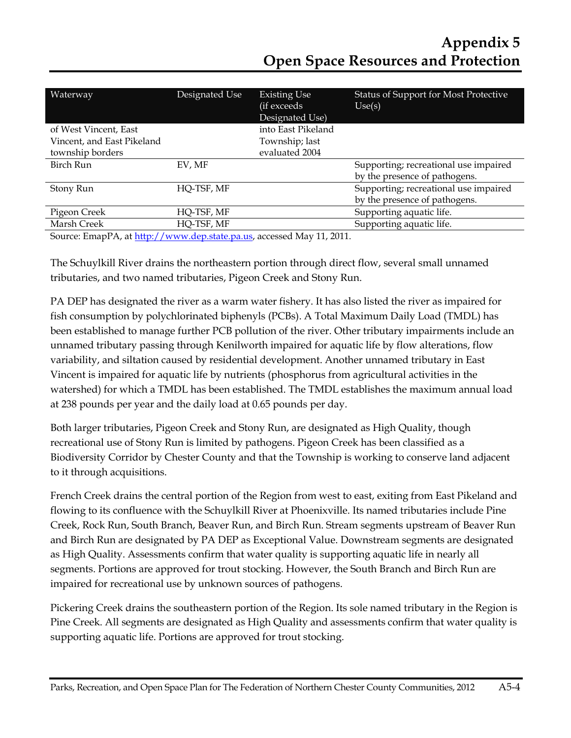| Waterway | Designated Use | Existing Use (if exceeds Designated Use) | Status of Support for Most Protective Use(s) |
|---|---|---|---|
| of West Vincent, East Vincent, and East Pikeland township borders | | into East Pikeland Township; last evaluated 2004 | |
| Birch Run | EV, MF | | Supporting; recreational use impaired by the presence of pathogens. |
| Stony Run | HQ-TSF, MF | | Supporting; recreational use impaired by the presence of pathogens. |
| Pigeon Creek | HQ-TSF, MF | | Supporting aquatic life. |
| Marsh Creek | HQ-TSF, MF | | Supporting aquatic life. |

Source: EmapPA, at http://www.dep.state.pa.us, accessed May 11, 2011.

The Schuylkill River drains the northeastern portion through direct flow, several small unnamed tributaries, and two named tributaries, Pigeon Creek and Stony Run.

PA DEP has designated the river as a warm water fishery. It has also listed the river as impaired for fish consumption by polychlorinated biphenyls (PCBs). A Total Maximum Daily Load (TMDL) has been established to manage further PCB pollution of the river. Other tributary impairments include an unnamed tributary passing through Kenilworth impaired for aquatic life by flow alterations, flow variability, and siltation caused by residential development. Another unnamed tributary in East Vincent is impaired for aquatic life by nutrients (phosphorus from agricultural activities in the watershed) for which a TMDL has been established. The TMDL establishes the maximum annual load at 238 pounds per year and the daily load at 0.65 pounds per day.

Both larger tributaries, Pigeon Creek and Stony Run, are designated as High Quality, though recreational use of Stony Run is limited by pathogens. Pigeon Creek has been classified as a Biodiversity Corridor by Chester County and that the Township is working to conserve land adjacent to it through acquisitions.

French Creek drains the central portion of the Region from west to east, exiting from East Pikeland and flowing to its confluence with the Schuylkill River at Phoenixville. Its named tributaries include Pine Creek, Rock Run, South Branch, Beaver Run, and Birch Run. Stream segments upstream of Beaver Run and Birch Run are designated by PA DEP as Exceptional Value. Downstream segments are designated as High Quality. Assessments confirm that water quality is supporting aquatic life in nearly all segments. Portions are approved for trout stocking. However, the South Branch and Birch Run are impaired for recreational use by unknown sources of pathogens.

Pickering Creek drains the southeastern portion of the Region. Its sole named tributary in the Region is Pine Creek. All segments are designated as High Quality and assessments confirm that water quality is supporting aquatic life. Portions are approved for trout stocking.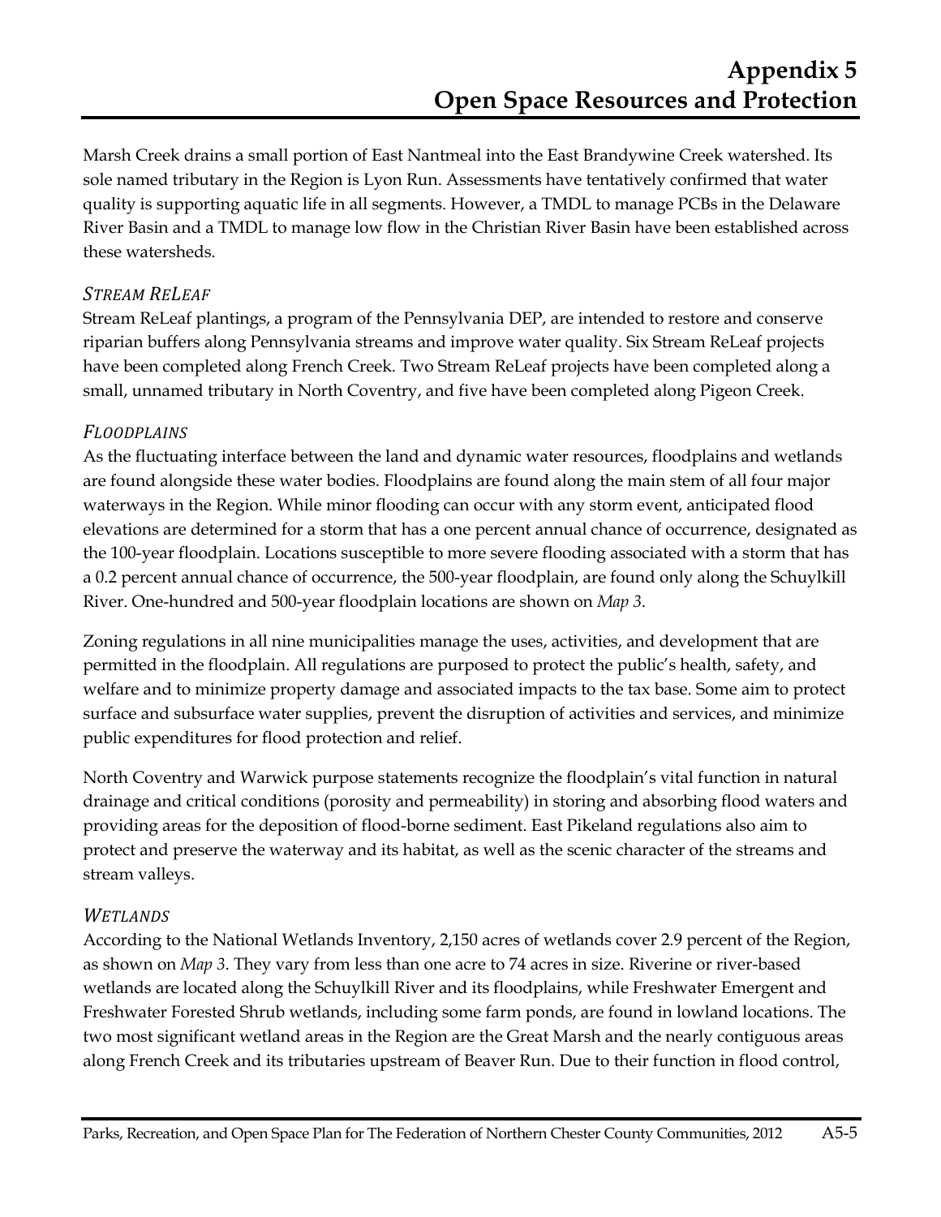Marsh Creek drains a small portion of East Nantmeal into the East Brandywine Creek watershed. Its sole named tributary in the Region is Lyon Run. Assessments have tentatively confirmed that water quality is supporting aquatic life in all segments. However, a TMDL to manage PCBs in the Delaware River Basin and a TMDL to manage low flow in the Christian River Basin have been established across these watersheds.

### *Stream ReLeaf*

Stream ReLeaf plantings, a program of the Pennsylvania DEP, are intended to restore and conserve riparian buffers along Pennsylvania streams and improve water quality. Six Stream ReLeaf projects have been completed along French Creek. Two Stream ReLeaf projects have been completed along a small, unnamed tributary in North Coventry, and five have been completed along Pigeon Creek.

### *Floodplains*

As the fluctuating interface between the land and dynamic water resources, floodplains and wetlands are found alongside these water bodies. Floodplains are found along the main stem of all four major waterways in the Region. While minor flooding can occur with any storm event, anticipated flood elevations are determined for a storm that has a one percent annual chance of occurrence, designated as the 100-year floodplain. Locations susceptible to more severe flooding associated with a storm that has a 0.2 percent annual chance of occurrence, the 500-year floodplain, are found only along the Schuylkill River. One-hundred and 500-year floodplain locations are shown on *Map 3*.

Zoning regulations in all nine municipalities manage the uses, activities, and development that are permitted in the floodplain. All regulations are purposed to protect the public's health, safety, and welfare and to minimize property damage and associated impacts to the tax base. Some aim to protect surface and subsurface water supplies, prevent the disruption of activities and services, and minimize public expenditures for flood protection and relief.

North Coventry and Warwick purpose statements recognize the floodplain's vital function in natural drainage and critical conditions (porosity and permeability) in storing and absorbing flood waters and providing areas for the deposition of flood-borne sediment. East Pikeland regulations also aim to protect and preserve the waterway and its habitat, as well as the scenic character of the streams and stream valleys.

### *Wetlands*

According to the National Wetlands Inventory, 2,150 acres of wetlands cover 2.9 percent of the Region, as shown on *Map 3*. They vary from less than one acre to 74 acres in size. Riverine or river-based wetlands are located along the Schuylkill River and its floodplains, while Freshwater Emergent and Freshwater Forested Shrub wetlands, including some farm ponds, are found in lowland locations. The two most significant wetland areas in the Region are the Great Marsh and the nearly contiguous areas along French Creek and its tributaries upstream of Beaver Run. Due to their function in flood control,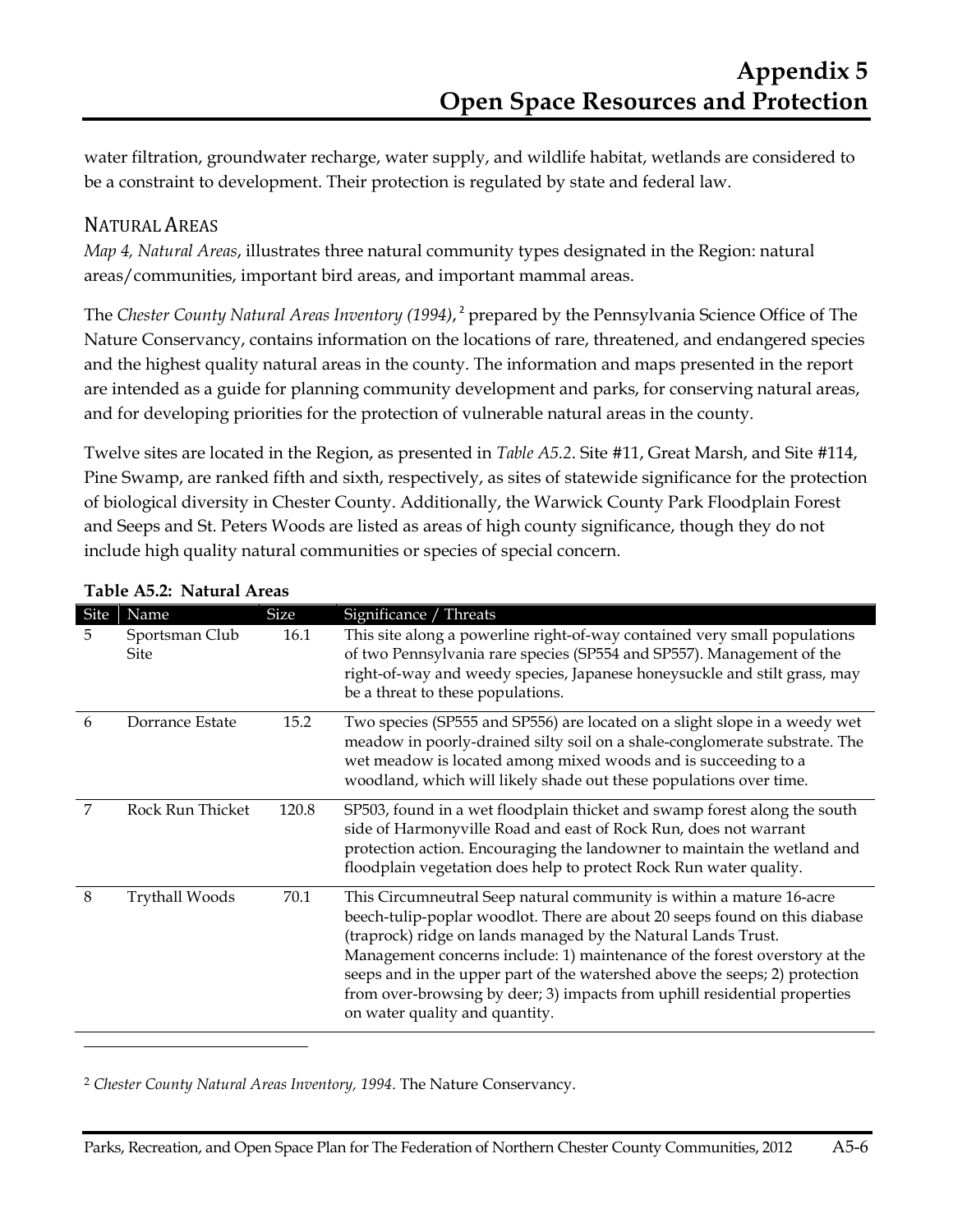water filtration, groundwater recharge, water supply, and wildlife habitat, wetlands are considered to be a constraint to development. Their protection is regulated by state and federal law.

## NATURAL AREAS

*Map 4, Natural Areas*, illustrates three natural community types designated in the Region: natural areas/communities, important bird areas, and important mammal areas.

The *Chester County Natural Areas Inventory (1994)*,[2] prepared by the Pennsylvania Science Office of The Nature Conservancy, contains information on the locations of rare, threatened, and endangered species and the highest quality natural areas in the county. The information and maps presented in the report are intended as a guide for planning community development and parks, for conserving natural areas, and for developing priorities for the protection of vulnerable natural areas in the county.

Twelve sites are located in the Region, as presented in *Table A5.2*. Site #11, Great Marsh, and Site #114, Pine Swamp, are ranked fifth and sixth, respectively, as sites of statewide significance for the protection of biological diversity in Chester County. Additionally, the Warwick County Park Floodplain Forest and Seeps and St. Peters Woods are listed as areas of high county significance, though they do not include high quality natural communities or species of special concern.

**Table A5.2: Natural Areas**

| Site | Name | Size | Significance / Threats |
|---|---|---|---|
| 5 | Sportsman Club Site | 16.1 | This site along a powerline right-of-way contained very small populations of two Pennsylvania rare species (SP554 and SP557). Management of the right-of-way and weedy species, Japanese honeysuckle and stilt grass, may be a threat to these populations. |
| 6 | Dorrance Estate | 15.2 | Two species (SP555 and SP556) are located on a slight slope in a weedy wet meadow in poorly-drained silty soil on a shale-conglomerate substrate. The wet meadow is located among mixed woods and is succeeding to a woodland, which will likely shade out these populations over time. |
| 7 | Rock Run Thicket | 120.8 | SP503, found in a wet floodplain thicket and swamp forest along the south side of Harmonyville Road and east of Rock Run, does not warrant protection action. Encouraging the landowner to maintain the wetland and floodplain vegetation does help to protect Rock Run water quality. |
| 8 | Trythall Woods | 70.1 | This Circumneutral Seep natural community is within a mature 16-acre beech-tulip-poplar woodlot. There are about 20 seeps found on this diabase (traprock) ridge on lands managed by the Natural Lands Trust. Management concerns include: 1) maintenance of the forest overstory at the seeps and in the upper part of the watershed above the seeps; 2) protection from over-browsing by deer; 3) impacts from uphill residential properties on water quality and quantity. |

[2] *Chester County Natural Areas Inventory, 1994*. The Nature Conservancy.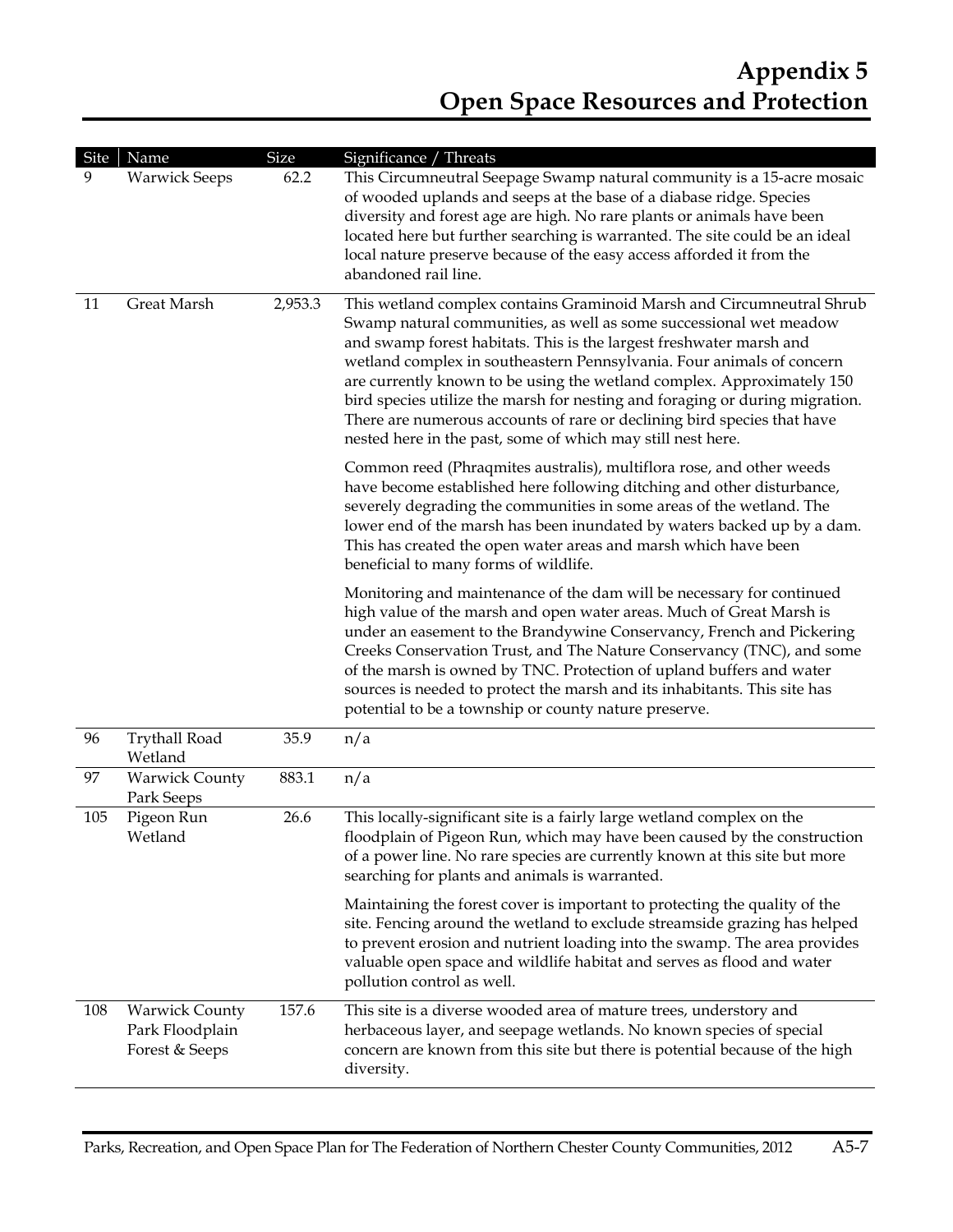# Appendix 5
# Open Space Resources and Protection

| Site | Name | Size | Significance / Threats |
|---|---|---|---|
| 9 | Warwick Seeps | 62.2 | This Circumneutral Seepage Swamp natural community is a 15-acre mosaic of wooded uplands and seeps at the base of a diabase ridge. Species diversity and forest age are high. No rare plants or animals have been located here but further searching is warranted. The site could be an ideal local nature preserve because of the easy access afforded it from the abandoned rail line. |
| 11 | Great Marsh | 2,953.3 | This wetland complex contains Graminoid Marsh and Circumneutral Shrub Swamp natural communities, as well as some successional wet meadow and swamp forest habitats. This is the largest freshwater marsh and wetland complex in southeastern Pennsylvania. Four animals of concern are currently known to be using the wetland complex. Approximately 150 bird species utilize the marsh for nesting and foraging or during migration. There are numerous accounts of rare or declining bird species that have nested here in the past, some of which may still nest here.<br><br>Common reed (Phraqmites australis), multiflora rose, and other weeds have become established here following ditching and other disturbance, severely degrading the communities in some areas of the wetland. The lower end of the marsh has been inundated by waters backed up by a dam. This has created the open water areas and marsh which have been beneficial to many forms of wildlife.<br><br>Monitoring and maintenance of the dam will be necessary for continued high value of the marsh and open water areas. Much of Great Marsh is under an easement to the Brandywine Conservancy, French and Pickering Creeks Conservation Trust, and The Nature Conservancy (TNC), and some of the marsh is owned by TNC. Protection of upland buffers and water sources is needed to protect the marsh and its inhabitants. This site has potential to be a township or county nature preserve. |
| 96 | Trythall Road Wetland | 35.9 | n/a |
| 97 | Warwick County Park Seeps | 883.1 | n/a |
| 105 | Pigeon Run Wetland | 26.6 | This locally-significant site is a fairly large wetland complex on the floodplain of Pigeon Run, which may have been caused by the construction of a power line. No rare species are currently known at this site but more searching for plants and animals is warranted.<br><br>Maintaining the forest cover is important to protecting the quality of the site. Fencing around the wetland to exclude streamside grazing has helped to prevent erosion and nutrient loading into the swamp. The area provides valuable open space and wildlife habitat and serves as flood and water pollution control as well. |
| 108 | Warwick County Park Floodplain Forest & Seeps | 157.6 | This site is a diverse wooded area of mature trees, understory and herbaceous layer, and seepage wetlands. No known species of special concern are known from this site but there is potential because of the high diversity. |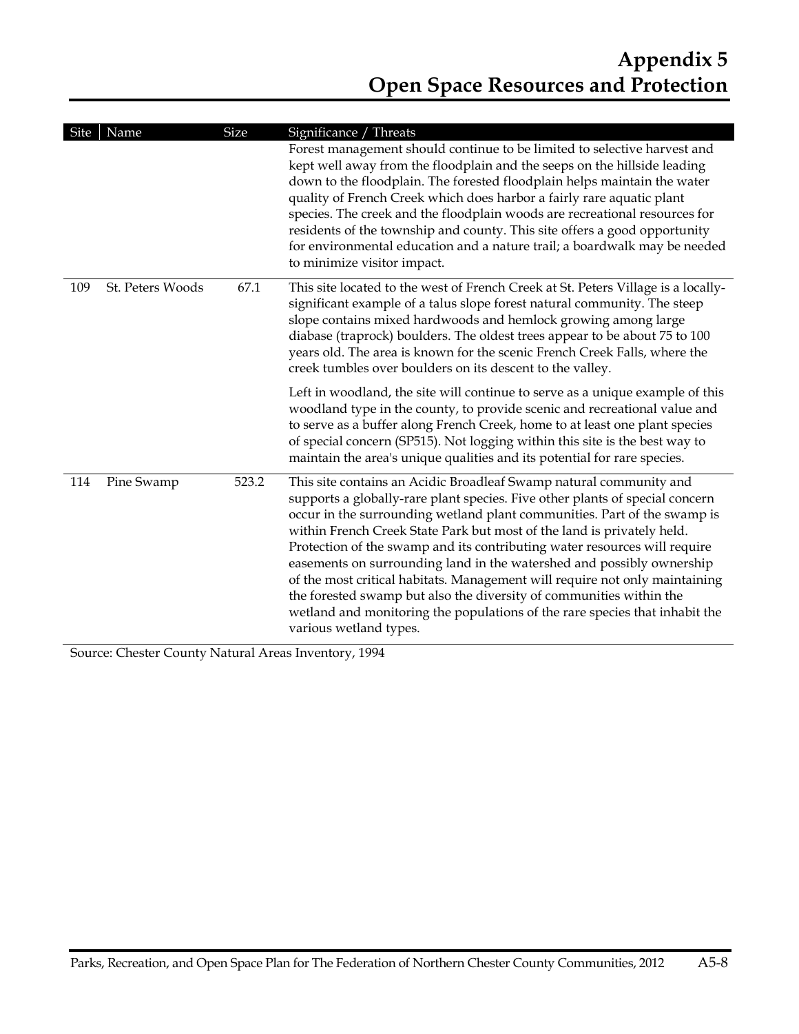# Appendix 5
# Open Space Resources and Protection

| Site | Name | Size | Significance / Threats |
|---|---|---|---|
| | | | Forest management should continue to be limited to selective harvest and kept well away from the floodplain and the seeps on the hillside leading down to the floodplain. The forested floodplain helps maintain the water quality of French Creek which does harbor a fairly rare aquatic plant species. The creek and the floodplain woods are recreational resources for residents of the township and county. This site offers a good opportunity for environmental education and a nature trail; a boardwalk may be needed to minimize visitor impact. |
| 109 | St. Peters Woods | 67.1 | This site located to the west of French Creek at St. Peters Village is a locally-significant example of a talus slope forest natural community. The steep slope contains mixed hardwoods and hemlock growing among large diabase (traprock) boulders. The oldest trees appear to be about 75 to 100 years old. The area is known for the scenic French Creek Falls, where the creek tumbles over boulders on its descent to the valley.<br><br>Left in woodland, the site will continue to serve as a unique example of this woodland type in the county, to provide scenic and recreational value and to serve as a buffer along French Creek, home to at least one plant species of special concern (SP515). Not logging within this site is the best way to maintain the area's unique qualities and its potential for rare species. |
| 114 | Pine Swamp | 523.2 | This site contains an Acidic Broadleaf Swamp natural community and supports a globally-rare plant species. Five other plants of special concern occur in the surrounding wetland plant communities. Part of the swamp is within French Creek State Park but most of the land is privately held. Protection of the swamp and its contributing water resources will require easements on surrounding land in the watershed and possibly ownership of the most critical habitats. Management will require not only maintaining the forested swamp but also the diversity of communities within the wetland and monitoring the populations of the rare species that inhabit the various wetland types. |

Source: Chester County Natural Areas Inventory, 1994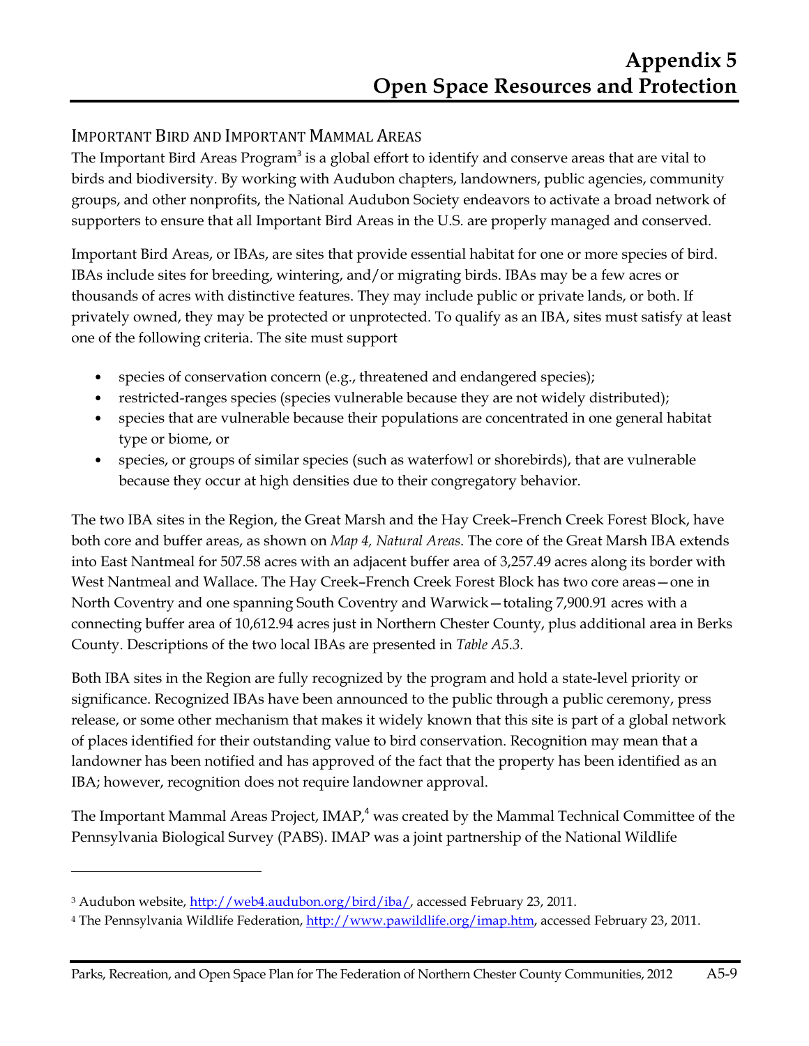## Important Bird and Important Mammal Areas

The Important Bird Areas Program[3] is a global effort to identify and conserve areas that are vital to birds and biodiversity. By working with Audubon chapters, landowners, public agencies, community groups, and other nonprofits, the National Audubon Society endeavors to activate a broad network of supporters to ensure that all Important Bird Areas in the U.S. are properly managed and conserved.

Important Bird Areas, or IBAs, are sites that provide essential habitat for one or more species of bird. IBAs include sites for breeding, wintering, and/or migrating birds. IBAs may be a few acres or thousands of acres with distinctive features. They may include public or private lands, or both. If privately owned, they may be protected or unprotected. To qualify as an IBA, sites must satisfy at least one of the following criteria. The site must support

- species of conservation concern (e.g., threatened and endangered species);
- restricted-ranges species (species vulnerable because they are not widely distributed);
- species that are vulnerable because their populations are concentrated in one general habitat type or biome, or
- species, or groups of similar species (such as waterfowl or shorebirds), that are vulnerable because they occur at high densities due to their congregatory behavior.

The two IBA sites in the Region, the Great Marsh and the Hay Creek–French Creek Forest Block, have both core and buffer areas, as shown on *Map 4, Natural Areas*. The core of the Great Marsh IBA extends into East Nantmeal for 507.58 acres with an adjacent buffer area of 3,257.49 acres along its border with West Nantmeal and Wallace. The Hay Creek–French Creek Forest Block has two core areas—one in North Coventry and one spanning South Coventry and Warwick—totaling 7,900.91 acres with a connecting buffer area of 10,612.94 acres just in Northern Chester County, plus additional area in Berks County. Descriptions of the two local IBAs are presented in *Table A5.3.*

Both IBA sites in the Region are fully recognized by the program and hold a state-level priority or significance. Recognized IBAs have been announced to the public through a public ceremony, press release, or some other mechanism that makes it widely known that this site is part of a global network of places identified for their outstanding value to bird conservation. Recognition may mean that a landowner has been notified and has approved of the fact that the property has been identified as an IBA; however, recognition does not require landowner approval.

The Important Mammal Areas Project, IMAP,[4] was created by the Mammal Technical Committee of the Pennsylvania Biological Survey (PABS). IMAP was a joint partnership of the National Wildlife

---

[3] Audubon website, http://web4.audubon.org/bird/iba/, accessed February 23, 2011.

[4] The Pennsylvania Wildlife Federation, http://www.pawildlife.org/imap.htm, accessed February 23, 2011.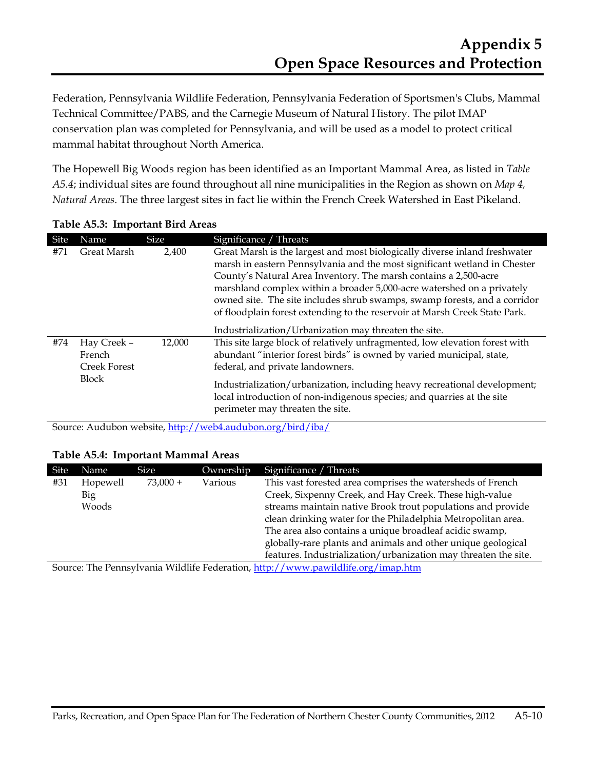Federation, Pennsylvania Wildlife Federation, Pennsylvania Federation of Sportsmen's Clubs, Mammal Technical Committee/PABS, and the Carnegie Museum of Natural History. The pilot IMAP conservation plan was completed for Pennsylvania, and will be used as a model to protect critical mammal habitat throughout North America.

The Hopewell Big Woods region has been identified as an Important Mammal Area, as listed in *Table A5.4*; individual sites are found throughout all nine municipalities in the Region as shown on *Map 4, Natural Areas*. The three largest sites in fact lie within the French Creek Watershed in East Pikeland.

**Table A5.3: Important Bird Areas**

| Site | Name | Size | Significance / Threats |
|---|---|---|---|
| #71 | Great Marsh | 2,400 | Great Marsh is the largest and most biologically diverse inland freshwater marsh in eastern Pennsylvania and the most significant wetland in Chester County's Natural Area Inventory. The marsh contains a 2,500-acre marshland complex within a broader 5,000-acre watershed on a privately owned site. The site includes shrub swamps, swamp forests, and a corridor of floodplain forest extending to the reservoir at Marsh Creek State Park.<br><br>Industrialization/Urbanization may threaten the site. |
| #74 | Hay Creek – French Creek Forest Block | 12,000 | This site large block of relatively unfragmented, low elevation forest with abundant "interior forest birds" is owned by varied municipal, state, federal, and private landowners.<br><br>Industrialization/urbanization, including heavy recreational development; local introduction of non-indigenous species; and quarries at the site perimeter may threaten the site. |

Source: Audubon website, http://web4.audubon.org/bird/iba/

**Table A5.4: Important Mammal Areas**

| Site | Name | Size | Ownership | Significance / Threats |
|---|---|---|---|---|
| #31 | Hopewell Big Woods | 73,000 + | Various | This vast forested area comprises the watersheds of French Creek, Sixpenny Creek, and Hay Creek. These high-value streams maintain native Brook trout populations and provide clean drinking water for the Philadelphia Metropolitan area. The area also contains a unique broadleaf acidic swamp, globally-rare plants and animals and other unique geological features. Industrialization/urbanization may threaten the site. |

Source: The Pennsylvania Wildlife Federation, http://www.pawildlife.org/imap.htm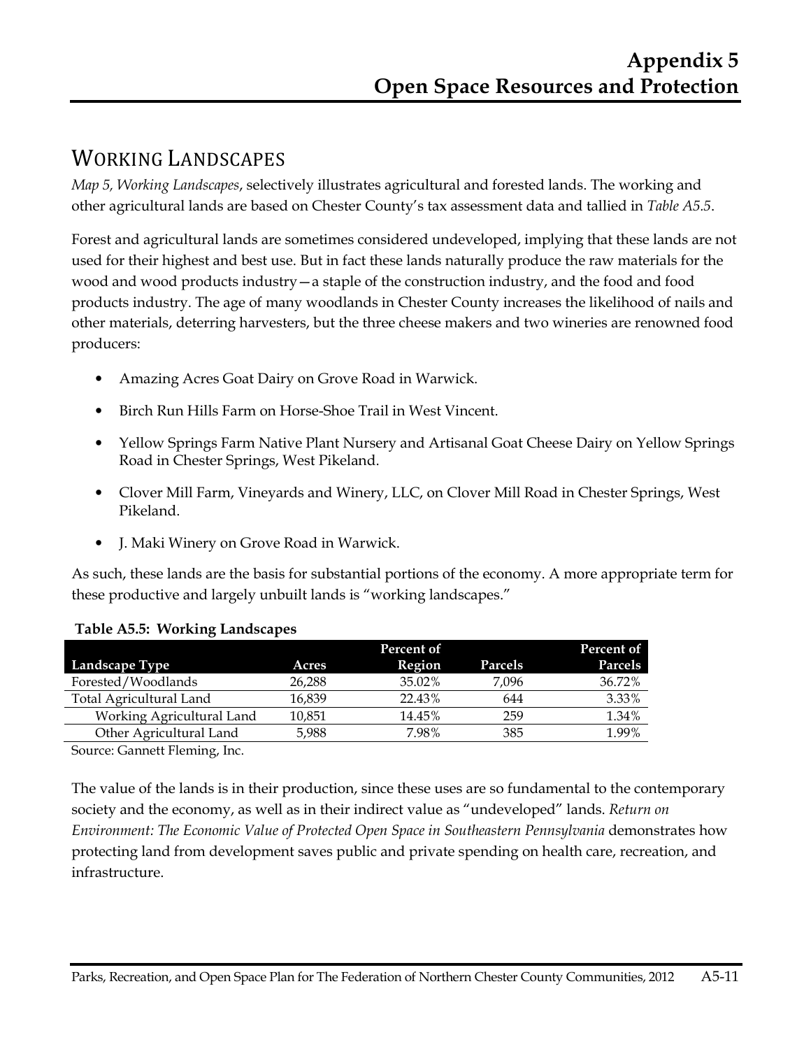# Appendix 5
# Open Space Resources and Protection

## WORKING LANDSCAPES

*Map 5, Working Landscapes*, selectively illustrates agricultural and forested lands. The working and other agricultural lands are based on Chester County's tax assessment data and tallied in *Table A5.5*.

Forest and agricultural lands are sometimes considered undeveloped, implying that these lands are not used for their highest and best use. But in fact these lands naturally produce the raw materials for the wood and wood products industry—a staple of the construction industry, and the food and food products industry. The age of many woodlands in Chester County increases the likelihood of nails and other materials, deterring harvesters, but the three cheese makers and two wineries are renowned food producers:

- Amazing Acres Goat Dairy on Grove Road in Warwick.
- Birch Run Hills Farm on Horse-Shoe Trail in West Vincent.
- Yellow Springs Farm Native Plant Nursery and Artisanal Goat Cheese Dairy on Yellow Springs Road in Chester Springs, West Pikeland.
- Clover Mill Farm, Vineyards and Winery, LLC, on Clover Mill Road in Chester Springs, West Pikeland.
- J. Maki Winery on Grove Road in Warwick.

As such, these lands are the basis for substantial portions of the economy. A more appropriate term for these productive and largely unbuilt lands is "working landscapes."

**Table A5.5: Working Landscapes**

| Landscape Type | Acres | Percent of Region | Parcels | Percent of Parcels |
|---|---|---|---|---|
| Forested/Woodlands | 26,288 | 35.02% | 7,096 | 36.72% |
| Total Agricultural Land | 16,839 | 22.43% | 644 | 3.33% |
| Working Agricultural Land | 10,851 | 14.45% | 259 | 1.34% |
| Other Agricultural Land | 5,988 | 7.98% | 385 | 1.99% |

Source: Gannett Fleming, Inc.

The value of the lands is in their production, since these uses are so fundamental to the contemporary society and the economy, as well as in their indirect value as "undeveloped" lands. *Return on Environment: The Economic Value of Protected Open Space in Southeastern Pennsylvania* demonstrates how protecting land from development saves public and private spending on health care, recreation, and infrastructure.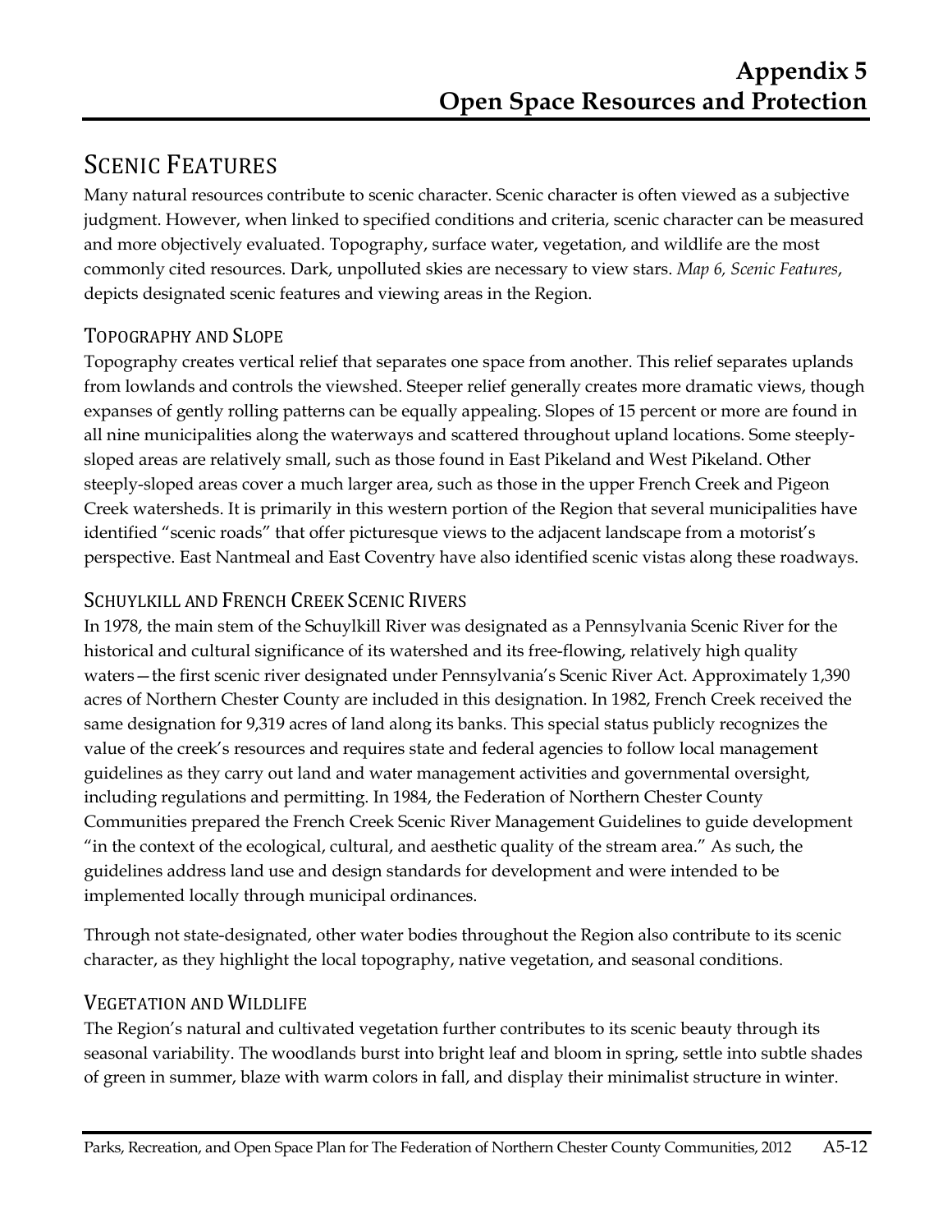# Appendix 5
# Open Space Resources and Protection

## Scenic Features

Many natural resources contribute to scenic character. Scenic character is often viewed as a subjective judgment. However, when linked to specified conditions and criteria, scenic character can be measured and more objectively evaluated. Topography, surface water, vegetation, and wildlife are the most commonly cited resources. Dark, unpolluted skies are necessary to view stars. *Map 6, Scenic Features*, depicts designated scenic features and viewing areas in the Region.

### Topography and Slope

Topography creates vertical relief that separates one space from another. This relief separates uplands from lowlands and controls the viewshed. Steeper relief generally creates more dramatic views, though expanses of gently rolling patterns can be equally appealing. Slopes of 15 percent or more are found in all nine municipalities along the waterways and scattered throughout upland locations. Some steeply-sloped areas are relatively small, such as those found in East Pikeland and West Pikeland. Other steeply-sloped areas cover a much larger area, such as those in the upper French Creek and Pigeon Creek watersheds. It is primarily in this western portion of the Region that several municipalities have identified "scenic roads" that offer picturesque views to the adjacent landscape from a motorist's perspective. East Nantmeal and East Coventry have also identified scenic vistas along these roadways.

### Schuylkill and French Creek Scenic Rivers

In 1978, the main stem of the Schuylkill River was designated as a Pennsylvania Scenic River for the historical and cultural significance of its watershed and its free-flowing, relatively high quality waters—the first scenic river designated under Pennsylvania's Scenic River Act. Approximately 1,390 acres of Northern Chester County are included in this designation. In 1982, French Creek received the same designation for 9,319 acres of land along its banks. This special status publicly recognizes the value of the creek's resources and requires state and federal agencies to follow local management guidelines as they carry out land and water management activities and governmental oversight, including regulations and permitting. In 1984, the Federation of Northern Chester County Communities prepared the French Creek Scenic River Management Guidelines to guide development "in the context of the ecological, cultural, and aesthetic quality of the stream area." As such, the guidelines address land use and design standards for development and were intended to be implemented locally through municipal ordinances.

Through not state-designated, other water bodies throughout the Region also contribute to its scenic character, as they highlight the local topography, native vegetation, and seasonal conditions.

### Vegetation and Wildlife

The Region's natural and cultivated vegetation further contributes to its scenic beauty through its seasonal variability. The woodlands burst into bright leaf and bloom in spring, settle into subtle shades of green in summer, blaze with warm colors in fall, and display their minimalist structure in winter.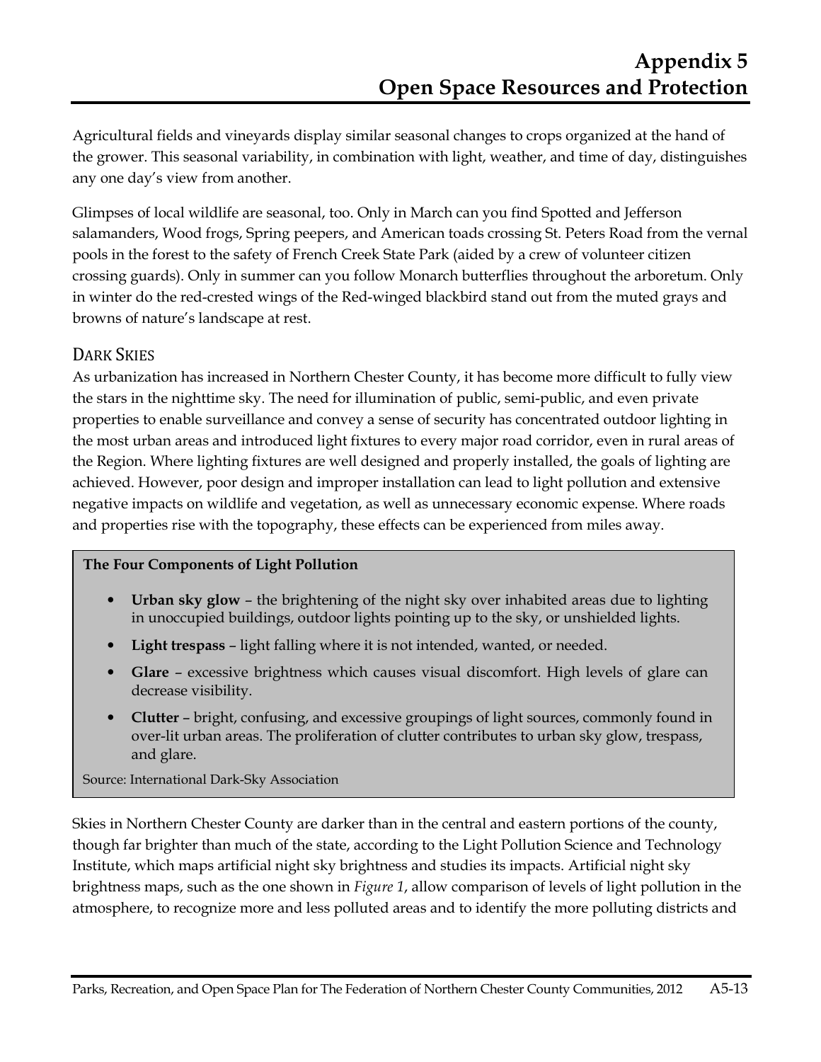Agricultural fields and vineyards display similar seasonal changes to crops organized at the hand of the grower. This seasonal variability, in combination with light, weather, and time of day, distinguishes any one day's view from another.

Glimpses of local wildlife are seasonal, too. Only in March can you find Spotted and Jefferson salamanders, Wood frogs, Spring peepers, and American toads crossing St. Peters Road from the vernal pools in the forest to the safety of French Creek State Park (aided by a crew of volunteer citizen crossing guards). Only in summer can you follow Monarch butterflies throughout the arboretum. Only in winter do the red-crested wings of the Red-winged blackbird stand out from the muted grays and browns of nature's landscape at rest.

## Dark Skies

As urbanization has increased in Northern Chester County, it has become more difficult to fully view the stars in the nighttime sky. The need for illumination of public, semi-public, and even private properties to enable surveillance and convey a sense of security has concentrated outdoor lighting in the most urban areas and introduced light fixtures to every major road corridor, even in rural areas of the Region. Where lighting fixtures are well designed and properly installed, the goals of lighting are achieved. However, poor design and improper installation can lead to light pollution and extensive negative impacts on wildlife and vegetation, as well as unnecessary economic expense. Where roads and properties rise with the topography, these effects can be experienced from miles away.

**The Four Components of Light Pollution**

- **Urban sky glow** – the brightening of the night sky over inhabited areas due to lighting in unoccupied buildings, outdoor lights pointing up to the sky, or unshielded lights.
- **Light trespass** – light falling where it is not intended, wanted, or needed.
- **Glare** – excessive brightness which causes visual discomfort. High levels of glare can decrease visibility.
- **Clutter** – bright, confusing, and excessive groupings of light sources, commonly found in over-lit urban areas. The proliferation of clutter contributes to urban sky glow, trespass, and glare.

Source: International Dark-Sky Association

Skies in Northern Chester County are darker than in the central and eastern portions of the county, though far brighter than much of the state, according to the Light Pollution Science and Technology Institute, which maps artificial night sky brightness and studies its impacts. Artificial night sky brightness maps, such as the one shown in *Figure 1*, allow comparison of levels of light pollution in the atmosphere, to recognize more and less polluted areas and to identify the more polluting districts and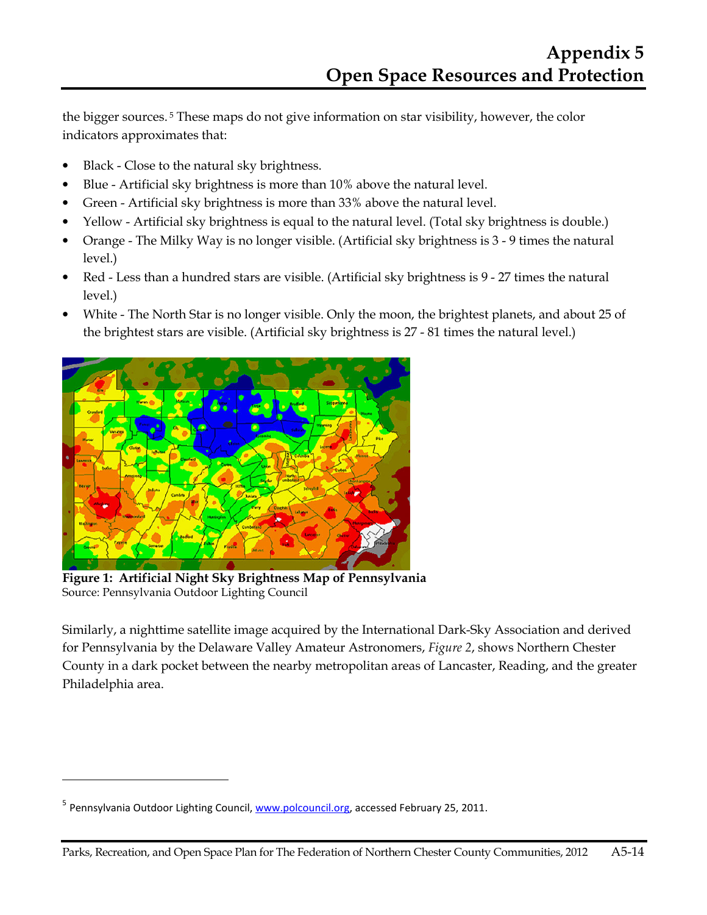the bigger sources.[5] These maps do not give information on star visibility, however, the color indicators approximates that:

- Black - Close to the natural sky brightness.
- Blue - Artificial sky brightness is more than 10% above the natural level.
- Green - Artificial sky brightness is more than 33% above the natural level.
- Yellow - Artificial sky brightness is equal to the natural level. (Total sky brightness is double.)
- Orange - The Milky Way is no longer visible. (Artificial sky brightness is 3 - 9 times the natural level.)
- Red - Less than a hundred stars are visible. (Artificial sky brightness is 9 - 27 times the natural level.)
- White - The North Star is no longer visible. Only the moon, the brightest planets, and about 25 of the brightest stars are visible. (Artificial sky brightness is 27 - 81 times the natural level.)

**Figure 1: Artificial Night Sky Brightness Map of Pennsylvania**
Source: Pennsylvania Outdoor Lighting Council

Similarly, a nighttime satellite image acquired by the International Dark-Sky Association and derived for Pennsylvania by the Delaware Valley Amateur Astronomers, *Figure 2*, shows Northern Chester County in a dark pocket between the nearby metropolitan areas of Lancaster, Reading, and the greater Philadelphia area.

---

[5] Pennsylvania Outdoor Lighting Council, www.polcouncil.org, accessed February 25, 2011.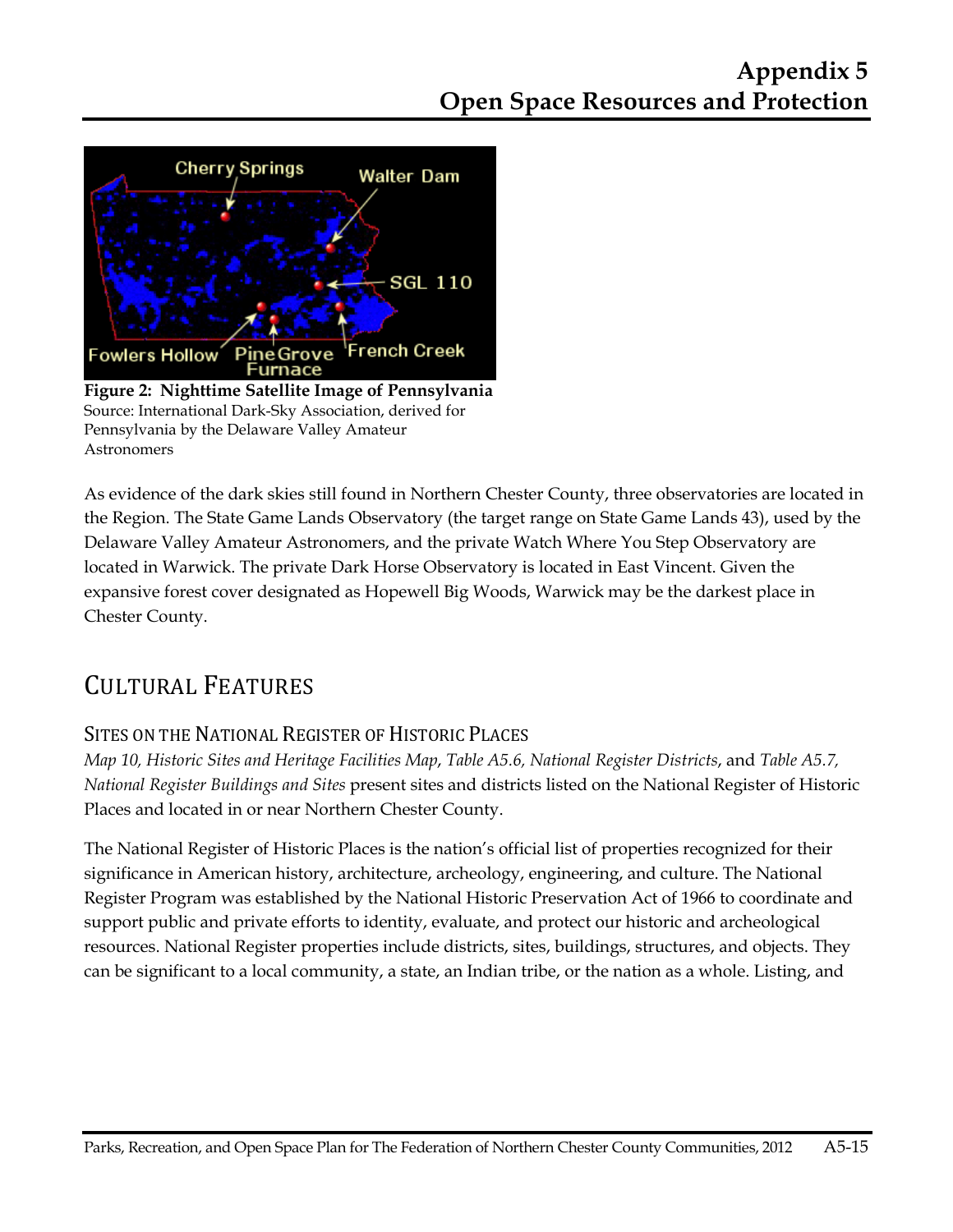**Figure 2: Nighttime Satellite Image of Pennsylvania**
Source: International Dark-Sky Association, derived for Pennsylvania by the Delaware Valley Amateur Astronomers

As evidence of the dark skies still found in Northern Chester County, three observatories are located in the Region. The State Game Lands Observatory (the target range on State Game Lands 43), used by the Delaware Valley Amateur Astronomers, and the private Watch Where You Step Observatory are located in Warwick. The private Dark Horse Observatory is located in East Vincent. Given the expansive forest cover designated as Hopewell Big Woods, Warwick may be the darkest place in Chester County.

## Cultural Features

### Sites on the National Register of Historic Places

*Map 10, Historic Sites and Heritage Facilities Map*, *Table A5.6, National Register Districts*, and *Table A5.7, National Register Buildings and Sites* present sites and districts listed on the National Register of Historic Places and located in or near Northern Chester County.

The National Register of Historic Places is the nation's official list of properties recognized for their significance in American history, architecture, archeology, engineering, and culture. The National Register Program was established by the National Historic Preservation Act of 1966 to coordinate and support public and private efforts to identity, evaluate, and protect our historic and archeological resources. National Register properties include districts, sites, buildings, structures, and objects. They can be significant to a local community, a state, an Indian tribe, or the nation as a whole. Listing, and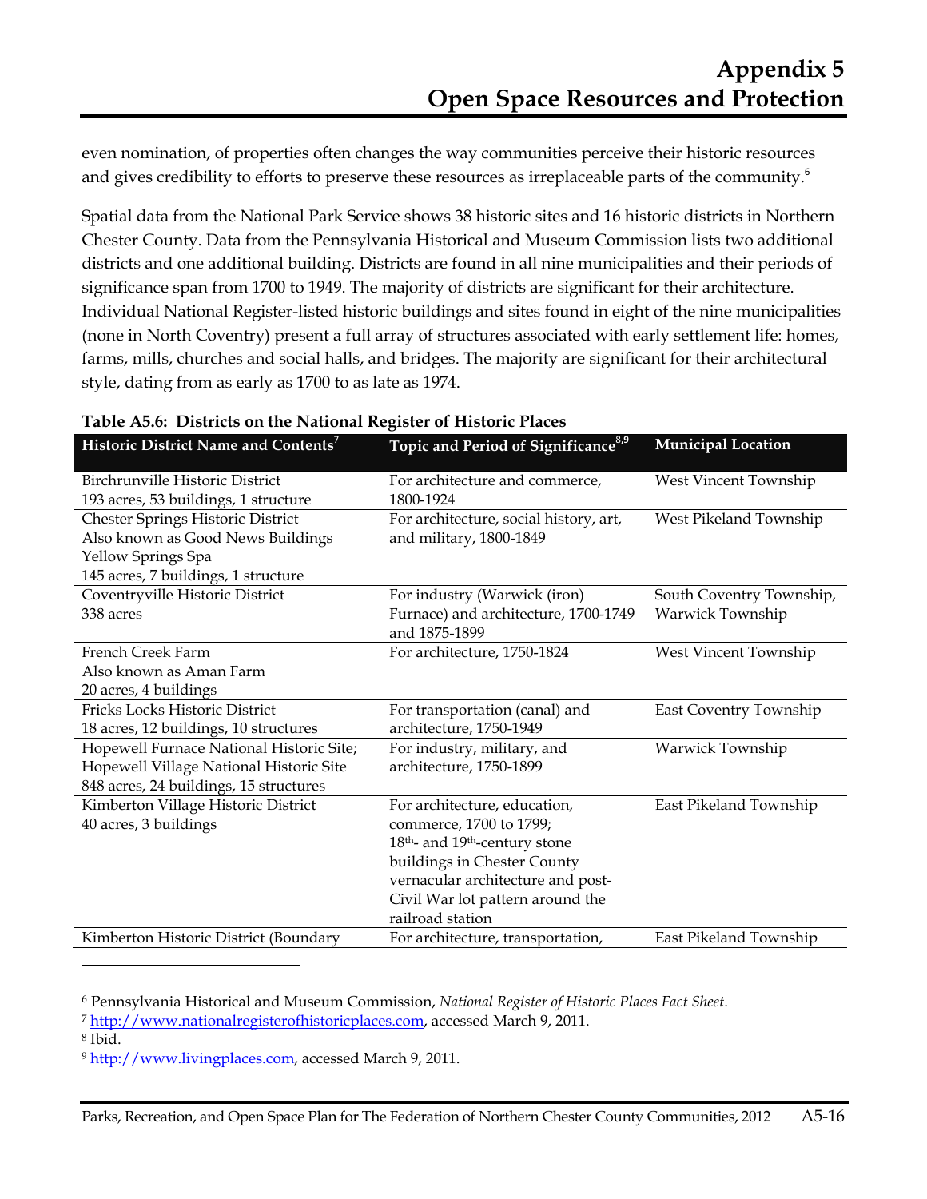even nomination, of properties often changes the way communities perceive their historic resources and gives credibility to efforts to preserve these resources as irreplaceable parts of the community.[6]

Spatial data from the National Park Service shows 38 historic sites and 16 historic districts in Northern Chester County. Data from the Pennsylvania Historical and Museum Commission lists two additional districts and one additional building. Districts are found in all nine municipalities and their periods of significance span from 1700 to 1949. The majority of districts are significant for their architecture. Individual National Register-listed historic buildings and sites found in eight of the nine municipalities (none in North Coventry) present a full array of structures associated with early settlement life: homes, farms, mills, churches and social halls, and bridges. The majority are significant for their architectural style, dating from as early as 1700 to as late as 1974.

**Table A5.6: Districts on the National Register of Historic Places**

| Historic District Name and Contents[7] | Topic and Period of Significance[8,9] | Municipal Location |
|---|---|---|
| Birchrunville Historic District<br>193 acres, 53 buildings, 1 structure | For architecture and commerce, 1800-1924 | West Vincent Township |
| Chester Springs Historic District<br>Also known as Good News Buildings<br>Yellow Springs Spa<br>145 acres, 7 buildings, 1 structure | For architecture, social history, art, and military, 1800-1849 | West Pikeland Township |
| Coventryville Historic District<br>338 acres | For industry (Warwick (iron) Furnace) and architecture, 1700-1749 and 1875-1899 | South Coventry Township, Warwick Township |
| French Creek Farm<br>Also known as Aman Farm<br>20 acres, 4 buildings | For architecture, 1750-1824 | West Vincent Township |
| Fricks Locks Historic District<br>18 acres, 12 buildings, 10 structures | For transportation (canal) and architecture, 1750-1949 | East Coventry Township |
| Hopewell Furnace National Historic Site; Hopewell Village National Historic Site<br>848 acres, 24 buildings, 15 structures | For industry, military, and architecture, 1750-1899 | Warwick Township |
| Kimberton Village Historic District<br>40 acres, 3 buildings | For architecture, education, commerce, 1700 to 1799;<br>18th- and 19th-century stone buildings in Chester County vernacular architecture and post-Civil War lot pattern around the railroad station | East Pikeland Township |
| Kimberton Historic District (Boundary | For architecture, transportation, | East Pikeland Township |

[6] Pennsylvania Historical and Museum Commission, *National Register of Historic Places Fact Sheet*.
[7] http://www.nationalregisterofhistoricplaces.com, accessed March 9, 2011.
[8] Ibid.
[9] http://www.livingplaces.com, accessed March 9, 2011.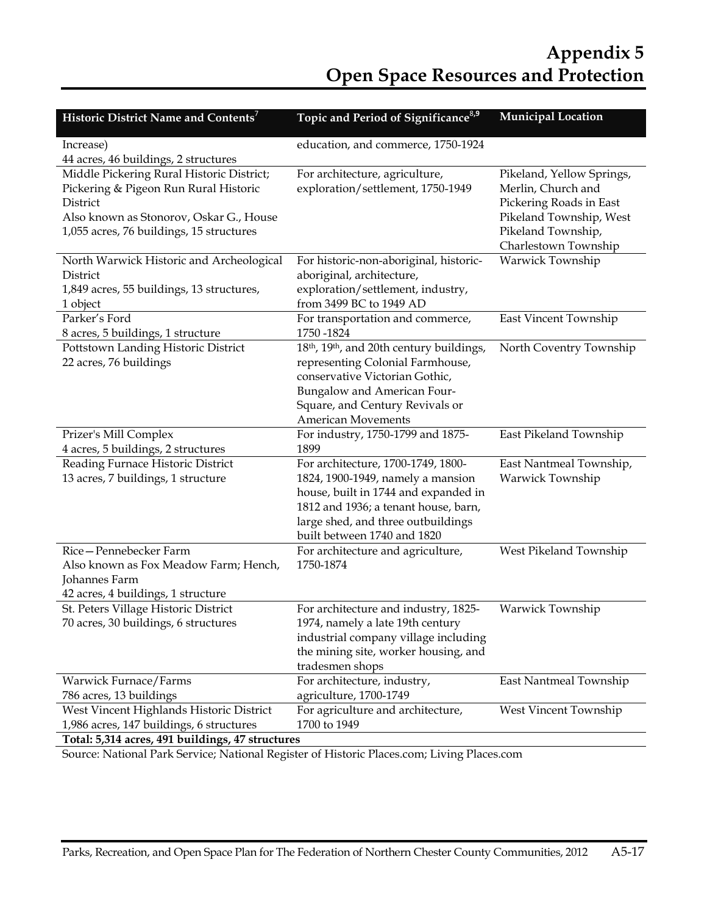# Appendix 5
# Open Space Resources and Protection

| Historic District Name and Contents[7] | Topic and Period of Significance[8,9] | Municipal Location |
|---|---|---|
| Increase)<br>44 acres, 46 buildings, 2 structures | education, and commerce, 1750-1924 | |
| Middle Pickering Rural Historic District; Pickering & Pigeon Run Rural Historic District<br>Also known as Stonorov, Oskar G., House<br>1,055 acres, 76 buildings, 15 structures | For architecture, agriculture, exploration/settlement, 1750-1949 | Pikeland, Yellow Springs, Merlin, Church and Pickering Roads in East Pikeland Township, West Pikeland Township, Charlestown Township |
| North Warwick Historic and Archeological District<br>1,849 acres, 55 buildings, 13 structures, 1 object | For historic-non-aboriginal, historic-aboriginal, architecture, exploration/settlement, industry, from 3499 BC to 1949 AD | Warwick Township |
| Parker's Ford<br>8 acres, 5 buildings, 1 structure | For transportation and commerce, 1750 -1824 | East Vincent Township |
| Pottstown Landing Historic District<br>22 acres, 76 buildings | 18th, 19th, and 20th century buildings, representing Colonial Farmhouse, conservative Victorian Gothic, Bungalow and American Four-Square, and Century Revivals or American Movements | North Coventry Township |
| Prizer's Mill Complex<br>4 acres, 5 buildings, 2 structures | For industry, 1750-1799 and 1875-1899 | East Pikeland Township |
| Reading Furnace Historic District<br>13 acres, 7 buildings, 1 structure | For architecture, 1700-1749, 1800-1824, 1900-1949, namely a mansion house, built in 1744 and expanded in 1812 and 1936; a tenant house, barn, large shed, and three outbuildings built between 1740 and 1820 | East Nantmeal Township, Warwick Township |
| Rice—Pennebecker Farm<br>Also known as Fox Meadow Farm; Hench, Johannes Farm<br>42 acres, 4 buildings, 1 structure | For architecture and agriculture, 1750-1874 | West Pikeland Township |
| St. Peters Village Historic District<br>70 acres, 30 buildings, 6 structures | For architecture and industry, 1825-1974, namely a late 19th century industrial company village including the mining site, worker housing, and tradesmen shops | Warwick Township |
| Warwick Furnace/Farms<br>786 acres, 13 buildings | For architecture, industry, agriculture, 1700-1749 | East Nantmeal Township |
| West Vincent Highlands Historic District<br>1,986 acres, 147 buildings, 6 structures | For agriculture and architecture, 1700 to 1949 | West Vincent Township |
| **Total: 5,314 acres, 491 buildings, 47 structures** | | |

Source: National Park Service; National Register of Historic Places.com; Living Places.com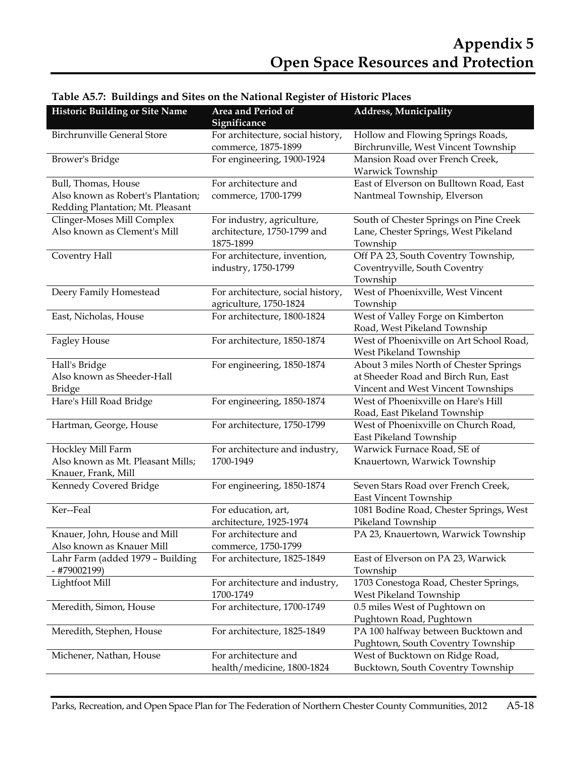# Appendix 5
# Open Space Resources and Protection

**Table A5.7: Buildings and Sites on the National Register of Historic Places**

| Historic Building or Site Name | Area and Period of Significance | Address, Municipality |
|---|---|---|
| Birchrunville General Store | For architecture, social history, commerce, 1875-1899 | Hollow and Flowing Springs Roads, Birchrunville, West Vincent Township |
| Brower's Bridge | For engineering, 1900-1924 | Mansion Road over French Creek, Warwick Township |
| Bull, Thomas, House Also known as Robert's Plantation; Redding Plantation; Mt. Pleasant | For architecture and commerce, 1700-1799 | East of Elverson on Bulltown Road, East Nantmeal Township, Elverson |
| Clinger-Moses Mill Complex Also known as Clement's Mill | For industry, agriculture, architecture, 1750-1799 and 1875-1899 | South of Chester Springs on Pine Creek Lane, Chester Springs, West Pikeland Township |
| Coventry Hall | For architecture, invention, industry, 1750-1799 | Off PA 23, South Coventry Township, Coventryville, South Coventry Township |
| Deery Family Homestead | For architecture, social history, agriculture, 1750-1824 | West of Phoenixville, West Vincent Township |
| East, Nicholas, House | For architecture, 1800-1824 | West of Valley Forge on Kimberton Road, West Pikeland Township |
| Fagley House | For architecture, 1850-1874 | West of Phoenixville on Art School Road, West Pikeland Township |
| Hall's Bridge Also known as Sheeder-Hall Bridge | For engineering, 1850-1874 | About 3 miles North of Chester Springs at Sheeder Road and Birch Run, East Vincent and West Vincent Townships |
| Hare's Hill Road Bridge | For engineering, 1850-1874 | West of Phoenixville on Hare's Hill Road, East Pikeland Township |
| Hartman, George, House | For architecture, 1750-1799 | West of Phoenixville on Church Road, East Pikeland Township |
| Hockley Mill Farm Also known as Mt. Pleasant Mills; Knauer, Frank, Mill | For architecture and industry, 1700-1949 | Warwick Furnace Road, SE of Knauertown, Warwick Township |
| Kennedy Covered Bridge | For engineering, 1850-1874 | Seven Stars Road over French Creek, East Vincent Township |
| Ker--Feal | For education, art, architecture, 1925-1974 | 1081 Bodine Road, Chester Springs, West Pikeland Township |
| Knauer, John, House and Mill Also known as Knauer Mill | For architecture and commerce, 1750-1799 | PA 23, Knauertown, Warwick Township |
| Lahr Farm (added 1979 – Building - #79002199) | For architecture, 1825-1849 | East of Elverson on PA 23, Warwick Township |
| Lightfoot Mill | For architecture and industry, 1700-1749 | 1703 Conestoga Road, Chester Springs, West Pikeland Township |
| Meredith, Simon, House | For architecture, 1700-1749 | 0.5 miles West of Pughtown on Pughtown Road, Pughtown |
| Meredith, Stephen, House | For architecture, 1825-1849 | PA 100 halfway between Bucktown and Pughtown, South Coventry Township |
| Michener, Nathan, House | For architecture and health/medicine, 1800-1824 | West of Bucktown on Ridge Road, Bucktown, South Coventry Township |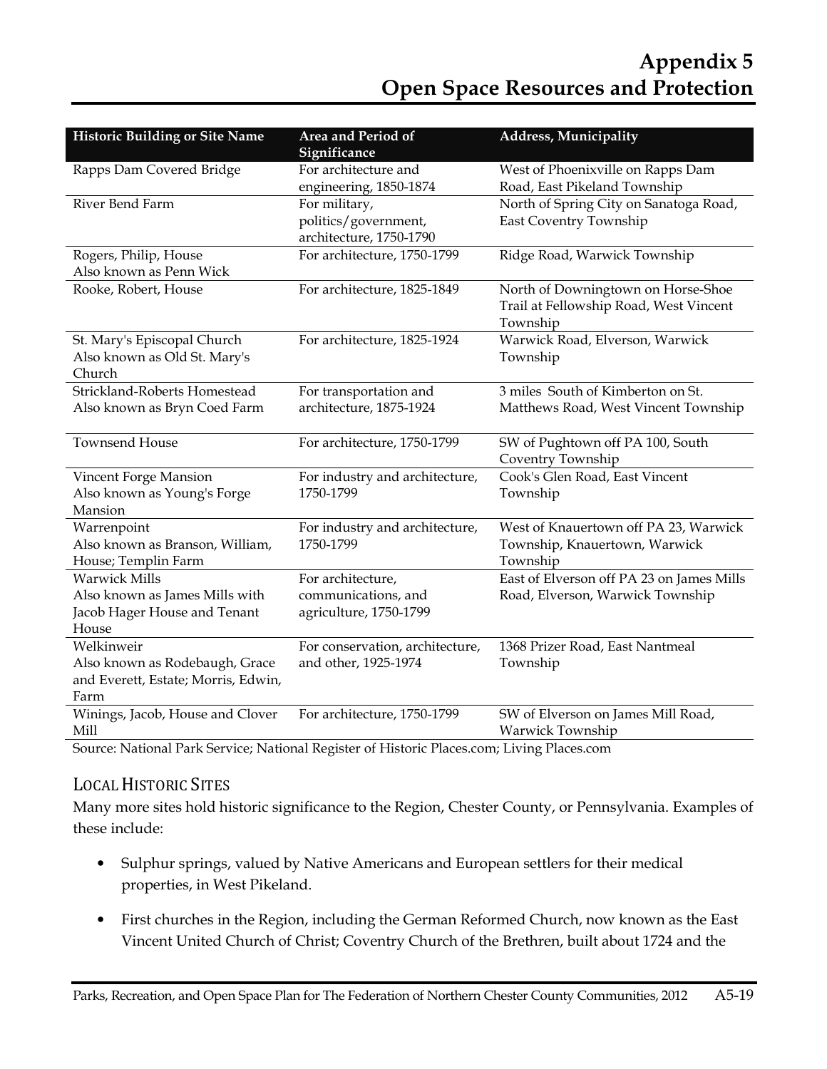# Appendix 5
# Open Space Resources and Protection

| Historic Building or Site Name | Area and Period of Significance | Address, Municipality |
|---|---|---|
| Rapps Dam Covered Bridge | For architecture and engineering, 1850-1874 | West of Phoenixville on Rapps Dam Road, East Pikeland Township |
| River Bend Farm | For military, politics/government, architecture, 1750-1790 | North of Spring City on Sanatoga Road, East Coventry Township |
| Rogers, Philip, House Also known as Penn Wick | For architecture, 1750-1799 | Ridge Road, Warwick Township |
| Rooke, Robert, House | For architecture, 1825-1849 | North of Downingtown on Horse-Shoe Trail at Fellowship Road, West Vincent Township |
| St. Mary's Episcopal Church Also known as Old St. Mary's Church | For architecture, 1825-1924 | Warwick Road, Elverson, Warwick Township |
| Strickland-Roberts Homestead Also known as Bryn Coed Farm | For transportation and architecture, 1875-1924 | 3 miles South of Kimberton on St. Matthews Road, West Vincent Township |
| Townsend House | For architecture, 1750-1799 | SW of Pughtown off PA 100, South Coventry Township |
| Vincent Forge Mansion Also known as Young's Forge Mansion | For industry and architecture, 1750-1799 | Cook's Glen Road, East Vincent Township |
| Warrenpoint Also known as Branson, William, House; Templin Farm | For industry and architecture, 1750-1799 | West of Knauertown off PA 23, Warwick Township, Knauertown, Warwick Township |
| Warwick Mills Also known as James Mills with Jacob Hager House and Tenant House | For architecture, communications, and agriculture, 1750-1799 | East of Elverson off PA 23 on James Mills Road, Elverson, Warwick Township |
| Welkinweir Also known as Rodebaugh, Grace and Everett, Estate; Morris, Edwin, Farm | For conservation, architecture, and other, 1925-1974 | 1368 Prizer Road, East Nantmeal Township |
| Winings, Jacob, House and Clover Mill | For architecture, 1750-1799 | SW of Elverson on James Mill Road, Warwick Township |

Source: National Park Service; National Register of Historic Places.com; Living Places.com

## Local Historic Sites

Many more sites hold historic significance to the Region, Chester County, or Pennsylvania. Examples of these include:

- Sulphur springs, valued by Native Americans and European settlers for their medical properties, in West Pikeland.
- First churches in the Region, including the German Reformed Church, now known as the East Vincent United Church of Christ; Coventry Church of the Brethren, built about 1724 and the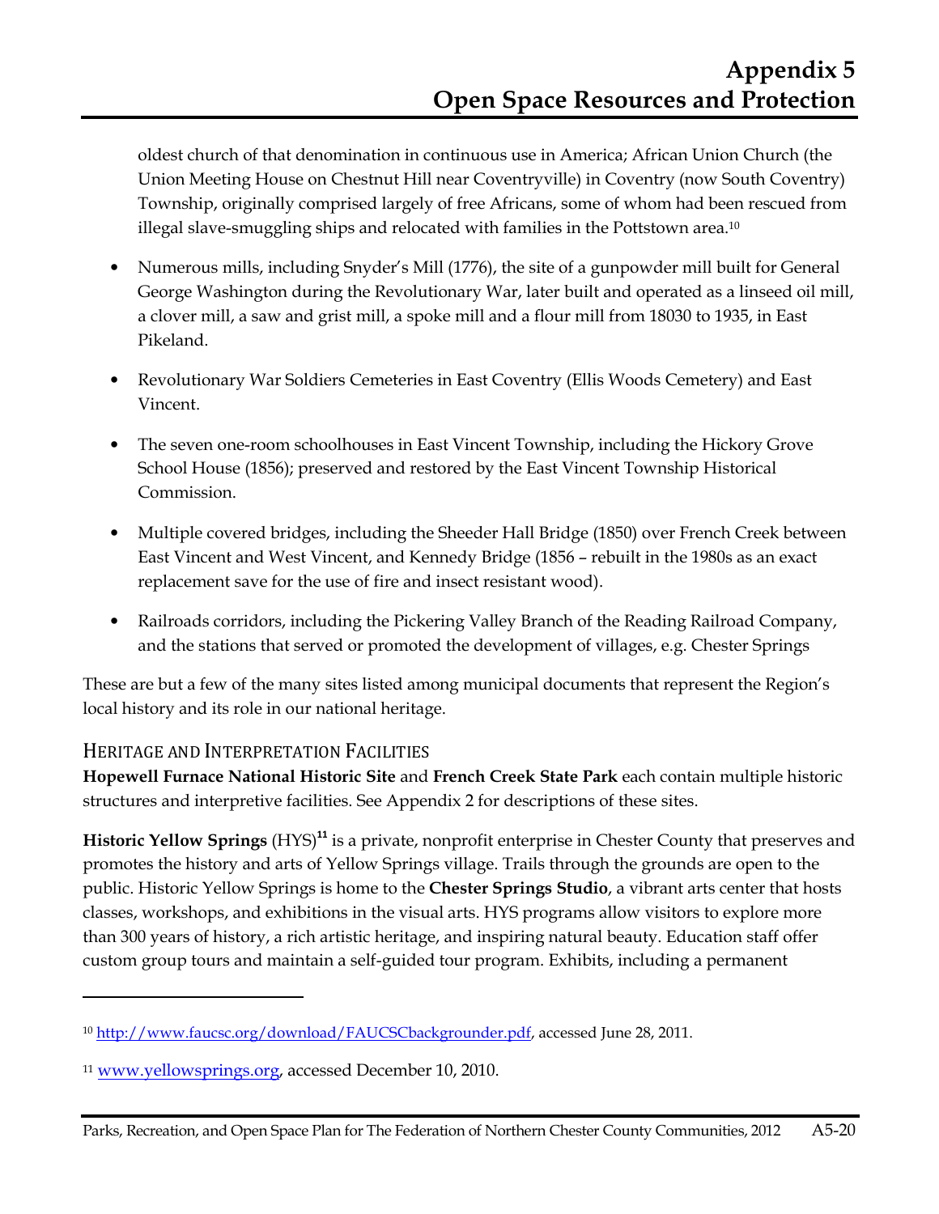oldest church of that denomination in continuous use in America; African Union Church (the Union Meeting House on Chestnut Hill near Coventryville) in Coventry (now South Coventry) Township, originally comprised largely of free Africans, some of whom had been rescued from illegal slave-smuggling ships and relocated with families in the Pottstown area.[10]

- Numerous mills, including Snyder's Mill (1776), the site of a gunpowder mill built for General George Washington during the Revolutionary War, later built and operated as a linseed oil mill, a clover mill, a saw and grist mill, a spoke mill and a flour mill from 18030 to 1935, in East Pikeland.
- Revolutionary War Soldiers Cemeteries in East Coventry (Ellis Woods Cemetery) and East Vincent.
- The seven one-room schoolhouses in East Vincent Township, including the Hickory Grove School House (1856); preserved and restored by the East Vincent Township Historical Commission.
- Multiple covered bridges, including the Sheeder Hall Bridge (1850) over French Creek between East Vincent and West Vincent, and Kennedy Bridge (1856 – rebuilt in the 1980s as an exact replacement save for the use of fire and insect resistant wood).
- Railroads corridors, including the Pickering Valley Branch of the Reading Railroad Company, and the stations that served or promoted the development of villages, e.g. Chester Springs

These are but a few of the many sites listed among municipal documents that represent the Region's local history and its role in our national heritage.

## Heritage and Interpretation Facilities

**Hopewell Furnace National Historic Site** and **French Creek State Park** each contain multiple historic structures and interpretive facilities. See Appendix 2 for descriptions of these sites.

**Historic Yellow Springs** (HYS)[11] is a private, nonprofit enterprise in Chester County that preserves and promotes the history and arts of Yellow Springs village. Trails through the grounds are open to the public. Historic Yellow Springs is home to the **Chester Springs Studio**, a vibrant arts center that hosts classes, workshops, and exhibitions in the visual arts. HYS programs allow visitors to explore more than 300 years of history, a rich artistic heritage, and inspiring natural beauty. Education staff offer custom group tours and maintain a self-guided tour program. Exhibits, including a permanent

---

[10] http://www.faucsc.org/download/FAUCSCbackgrounder.pdf, accessed June 28, 2011.

[11] www.yellowsprings.org, accessed December 10, 2010.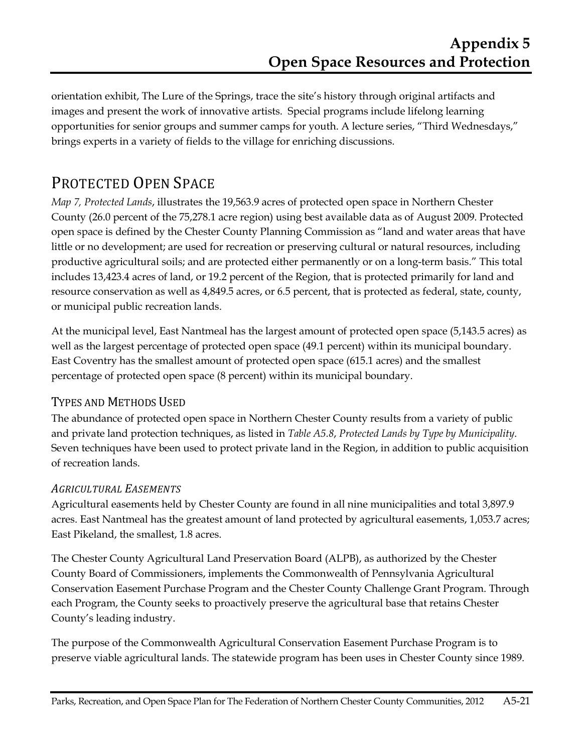orientation exhibit, The Lure of the Springs, trace the site's history through original artifacts and images and present the work of innovative artists. Special programs include lifelong learning opportunities for senior groups and summer camps for youth. A lecture series, "Third Wednesdays," brings experts in a variety of fields to the village for enriching discussions.

## PROTECTED OPEN SPACE

*Map 7, Protected Lands*, illustrates the 19,563.9 acres of protected open space in Northern Chester County (26.0 percent of the 75,278.1 acre region) using best available data as of August 2009. Protected open space is defined by the Chester County Planning Commission as "land and water areas that have little or no development; are used for recreation or preserving cultural or natural resources, including productive agricultural soils; and are protected either permanently or on a long-term basis." This total includes 13,423.4 acres of land, or 19.2 percent of the Region, that is protected primarily for land and resource conservation as well as 4,849.5 acres, or 6.5 percent, that is protected as federal, state, county, or municipal public recreation lands.

At the municipal level, East Nantmeal has the largest amount of protected open space (5,143.5 acres) as well as the largest percentage of protected open space (49.1 percent) within its municipal boundary. East Coventry has the smallest amount of protected open space (615.1 acres) and the smallest percentage of protected open space (8 percent) within its municipal boundary.

### TYPES AND METHODS USED

The abundance of protected open space in Northern Chester County results from a variety of public and private land protection techniques, as listed in *Table A5.8*, *Protected Lands by Type by Municipality*. Seven techniques have been used to protect private land in the Region, in addition to public acquisition of recreation lands.

#### *AGRICULTURAL EASEMENTS*

Agricultural easements held by Chester County are found in all nine municipalities and total 3,897.9 acres. East Nantmeal has the greatest amount of land protected by agricultural easements, 1,053.7 acres; East Pikeland, the smallest, 1.8 acres.

The Chester County Agricultural Land Preservation Board (ALPB), as authorized by the Chester County Board of Commissioners, implements the Commonwealth of Pennsylvania Agricultural Conservation Easement Purchase Program and the Chester County Challenge Grant Program. Through each Program, the County seeks to proactively preserve the agricultural base that retains Chester County's leading industry.

The purpose of the Commonwealth Agricultural Conservation Easement Purchase Program is to preserve viable agricultural lands. The statewide program has been uses in Chester County since 1989.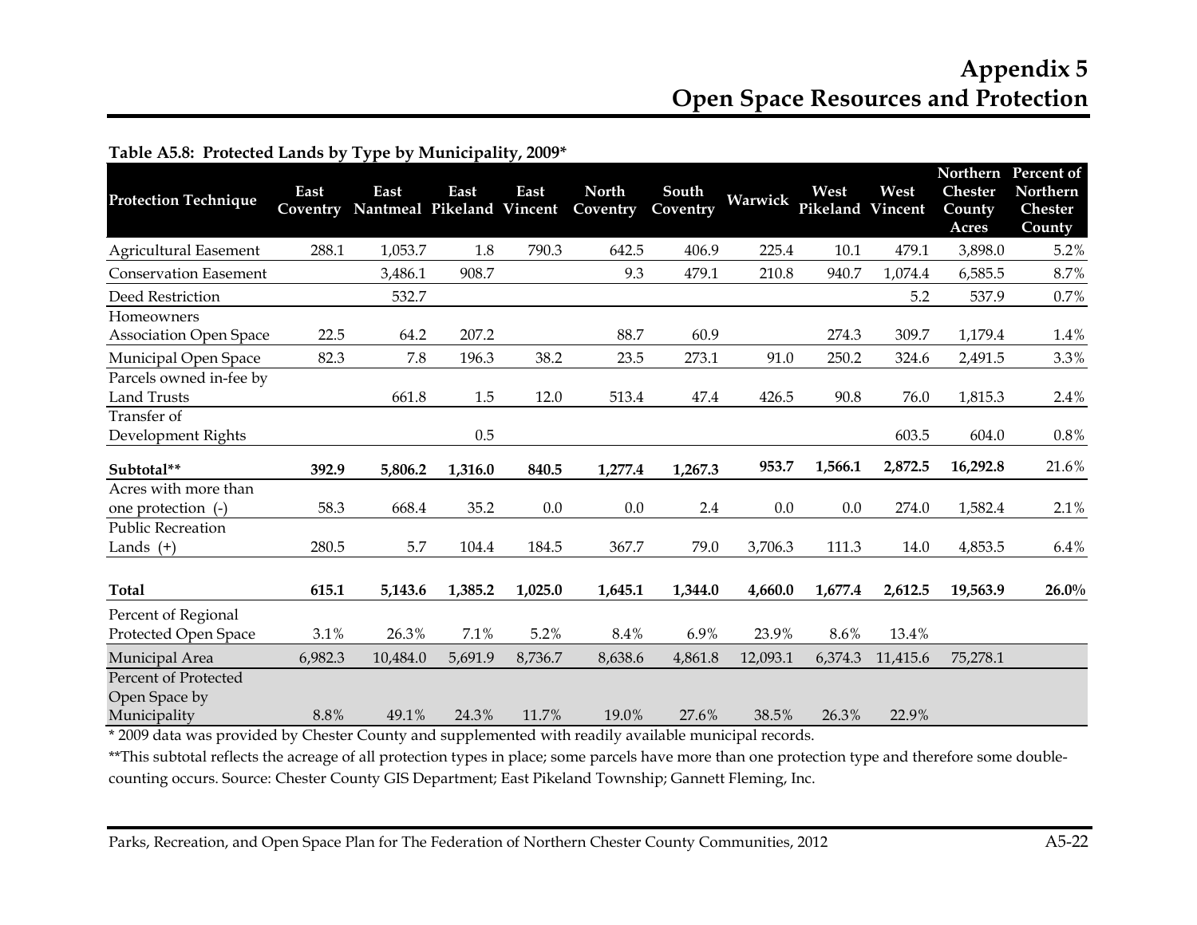# Appendix 5
# Open Space Resources and Protection

**Table A5.8: Protected Lands by Type by Municipality, 2009***

| Protection Technique | East Coventry | East Nantmeal | East Pikeland | East Vincent | North Coventry | South Coventry | Warwick | West Pikeland | West Vincent | Northern Chester County Acres | Percent of Northern Chester County |
|---|---|---|---|---|---|---|---|---|---|---|---|
| Agricultural Easement | 288.1 | 1,053.7 | 1.8 | 790.3 | 642.5 | 406.9 | 225.4 | 10.1 | 479.1 | 3,898.0 | 5.2% |
| Conservation Easement | | 3,486.1 | 908.7 | | 9.3 | 479.1 | 210.8 | 940.7 | 1,074.4 | 6,585.5 | 8.7% |
| Deed Restriction | | 532.7 | | | | | | | 5.2 | 537.9 | 0.7% |
| Homeowners Association Open Space | 22.5 | 64.2 | 207.2 | | 88.7 | 60.9 | | 274.3 | 309.7 | 1,179.4 | 1.4% |
| Municipal Open Space | 82.3 | 7.8 | 196.3 | 38.2 | 23.5 | 273.1 | 91.0 | 250.2 | 324.6 | 2,491.5 | 3.3% |
| Parcels owned in-fee by Land Trusts | | 661.8 | 1.5 | 12.0 | 513.4 | 47.4 | 426.5 | 90.8 | 76.0 | 1,815.3 | 2.4% |
| Transfer of Development Rights | | | 0.5 | | | | | | 603.5 | 604.0 | 0.8% |
| **Subtotal**** | **392.9** | **5,806.2** | **1,316.0** | **840.5** | **1,277.4** | **1,267.3** | **953.7** | **1,566.1** | **2,872.5** | **16,292.8** | 21.6% |
| Acres with more than one protection (-) | 58.3 | 668.4 | 35.2 | 0.0 | 0.0 | 2.4 | 0.0 | 0.0 | 274.0 | 1,582.4 | 2.1% |
| Public Recreation Lands (+) | 280.5 | 5.7 | 104.4 | 184.5 | 367.7 | 79.0 | 3,706.3 | 111.3 | 14.0 | 4,853.5 | 6.4% |
| **Total** | **615.1** | **5,143.6** | **1,385.2** | **1,025.0** | **1,645.1** | **1,344.0** | **4,660.0** | **1,677.4** | **2,612.5** | **19,563.9** | **26.0%** |
| Percent of Regional Protected Open Space | 3.1% | 26.3% | 7.1% | 5.2% | 8.4% | 6.9% | 23.9% | 8.6% | 13.4% | | |
| Municipal Area | 6,982.3 | 10,484.0 | 5,691.9 | 8,736.7 | 8,638.6 | 4,861.8 | 12,093.1 | 6,374.3 | 11,415.6 | 75,278.1 | |
| Percent of Protected Open Space by Municipality | 8.8% | 49.1% | 24.3% | 11.7% | 19.0% | 27.6% | 38.5% | 26.3% | 22.9% | | |

* 2009 data was provided by Chester County and supplemented with readily available municipal records.

**This subtotal reflects the acreage of all protection types in place; some parcels have more than one protection type and therefore some double-counting occurs. Source: Chester County GIS Department; East Pikeland Township; Gannett Fleming, Inc.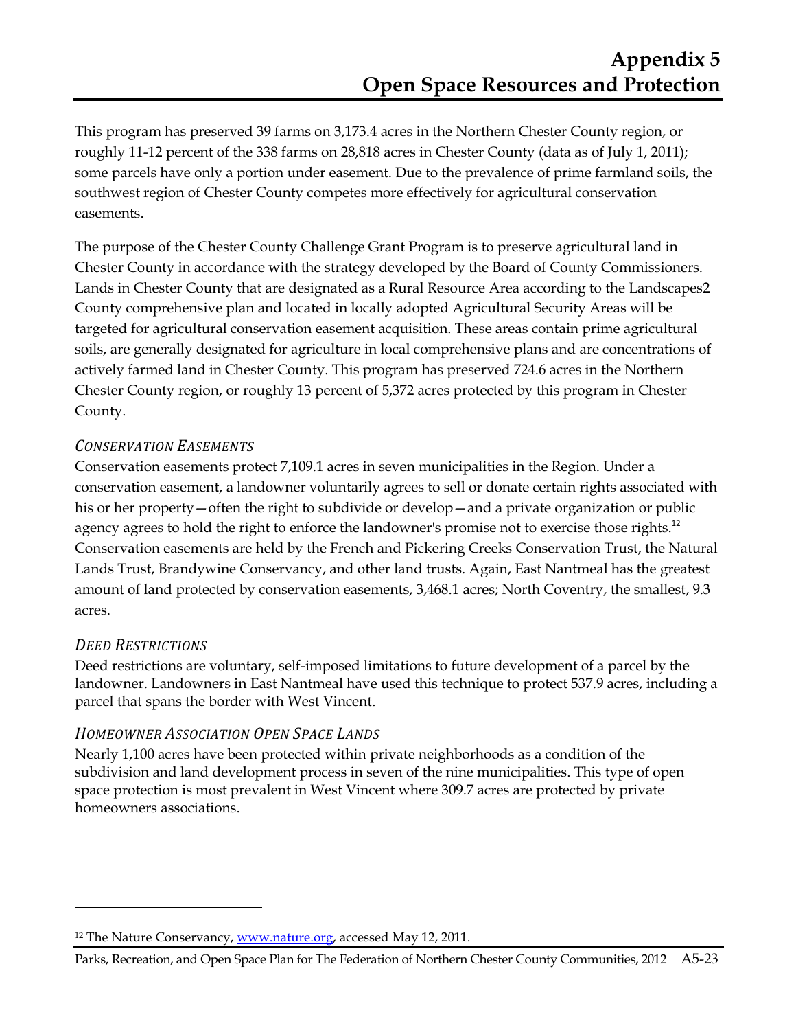This program has preserved 39 farms on 3,173.4 acres in the Northern Chester County region, or roughly 11-12 percent of the 338 farms on 28,818 acres in Chester County (data as of July 1, 2011); some parcels have only a portion under easement. Due to the prevalence of prime farmland soils, the southwest region of Chester County competes more effectively for agricultural conservation easements.

The purpose of the Chester County Challenge Grant Program is to preserve agricultural land in Chester County in accordance with the strategy developed by the Board of County Commissioners. Lands in Chester County that are designated as a Rural Resource Area according to the Landscapes2 County comprehensive plan and located in locally adopted Agricultural Security Areas will be targeted for agricultural conservation easement acquisition. These areas contain prime agricultural soils, are generally designated for agriculture in local comprehensive plans and are concentrations of actively farmed land in Chester County. This program has preserved 724.6 acres in the Northern Chester County region, or roughly 13 percent of 5,372 acres protected by this program in Chester County.

### *Conservation Easements*

Conservation easements protect 7,109.1 acres in seven municipalities in the Region. Under a conservation easement, a landowner voluntarily agrees to sell or donate certain rights associated with his or her property—often the right to subdivide or develop—and a private organization or public agency agrees to hold the right to enforce the landowner's promise not to exercise those rights.[12] Conservation easements are held by the French and Pickering Creeks Conservation Trust, the Natural Lands Trust, Brandywine Conservancy, and other land trusts. Again, East Nantmeal has the greatest amount of land protected by conservation easements, 3,468.1 acres; North Coventry, the smallest, 9.3 acres.

### *Deed Restrictions*

Deed restrictions are voluntary, self-imposed limitations to future development of a parcel by the landowner. Landowners in East Nantmeal have used this technique to protect 537.9 acres, including a parcel that spans the border with West Vincent.

### *Homeowner Association Open Space Lands*

Nearly 1,100 acres have been protected within private neighborhoods as a condition of the subdivision and land development process in seven of the nine municipalities. This type of open space protection is most prevalent in West Vincent where 309.7 acres are protected by private homeowners associations.

---

[12] The Nature Conservancy, www.nature.org, accessed May 12, 2011.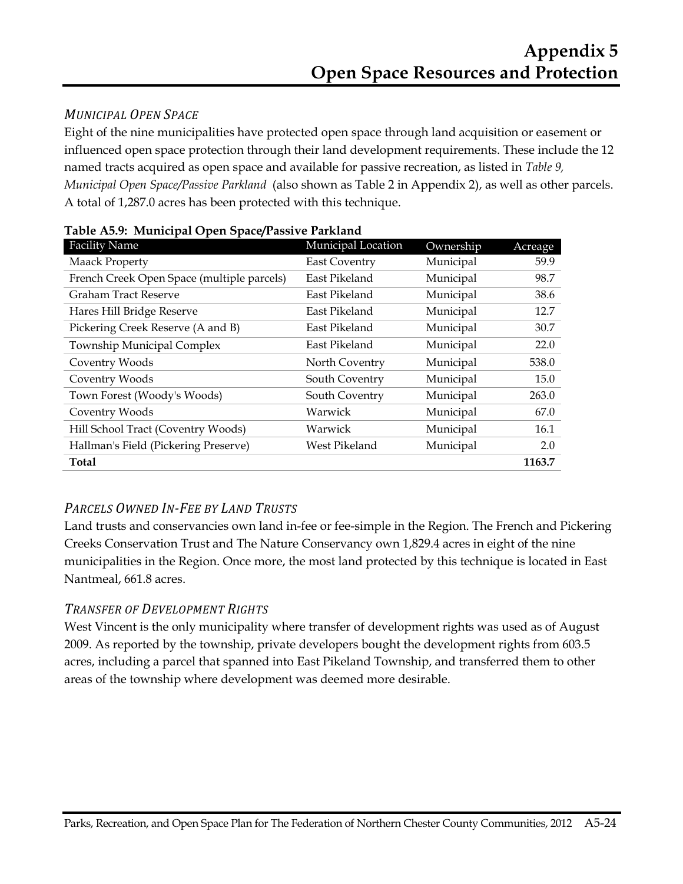# Appendix 5
# Open Space Resources and Protection

### *MUNICIPAL OPEN SPACE*

Eight of the nine municipalities have protected open space through land acquisition or easement or influenced open space protection through their land development requirements. These include the 12 named tracts acquired as open space and available for passive recreation, as listed in *Table 9, Municipal Open Space/Passive Parkland* (also shown as Table 2 in Appendix 2), as well as other parcels. A total of 1,287.0 acres has been protected with this technique.

**Table A5.9: Municipal Open Space/Passive Parkland**

| Facility Name | Municipal Location | Ownership | Acreage |
|---|---|---|---|
| Maack Property | East Coventry | Municipal | 59.9 |
| French Creek Open Space (multiple parcels) | East Pikeland | Municipal | 98.7 |
| Graham Tract Reserve | East Pikeland | Municipal | 38.6 |
| Hares Hill Bridge Reserve | East Pikeland | Municipal | 12.7 |
| Pickering Creek Reserve (A and B) | East Pikeland | Municipal | 30.7 |
| Township Municipal Complex | East Pikeland | Municipal | 22.0 |
| Coventry Woods | North Coventry | Municipal | 538.0 |
| Coventry Woods | South Coventry | Municipal | 15.0 |
| Town Forest (Woody's Woods) | South Coventry | Municipal | 263.0 |
| Coventry Woods | Warwick | Municipal | 67.0 |
| Hill School Tract (Coventry Woods) | Warwick | Municipal | 16.1 |
| Hallman's Field (Pickering Preserve) | West Pikeland | Municipal | 2.0 |
| **Total** | | | **1163.7** |

### *PARCELS OWNED IN-FEE BY LAND TRUSTS*

Land trusts and conservancies own land in-fee or fee-simple in the Region. The French and Pickering Creeks Conservation Trust and The Nature Conservancy own 1,829.4 acres in eight of the nine municipalities in the Region. Once more, the most land protected by this technique is located in East Nantmeal, 661.8 acres.

### *TRANSFER OF DEVELOPMENT RIGHTS*

West Vincent is the only municipality where transfer of development rights was used as of August 2009. As reported by the township, private developers bought the development rights from 603.5 acres, including a parcel that spanned into East Pikeland Township, and transferred them to other areas of the township where development was deemed more desirable.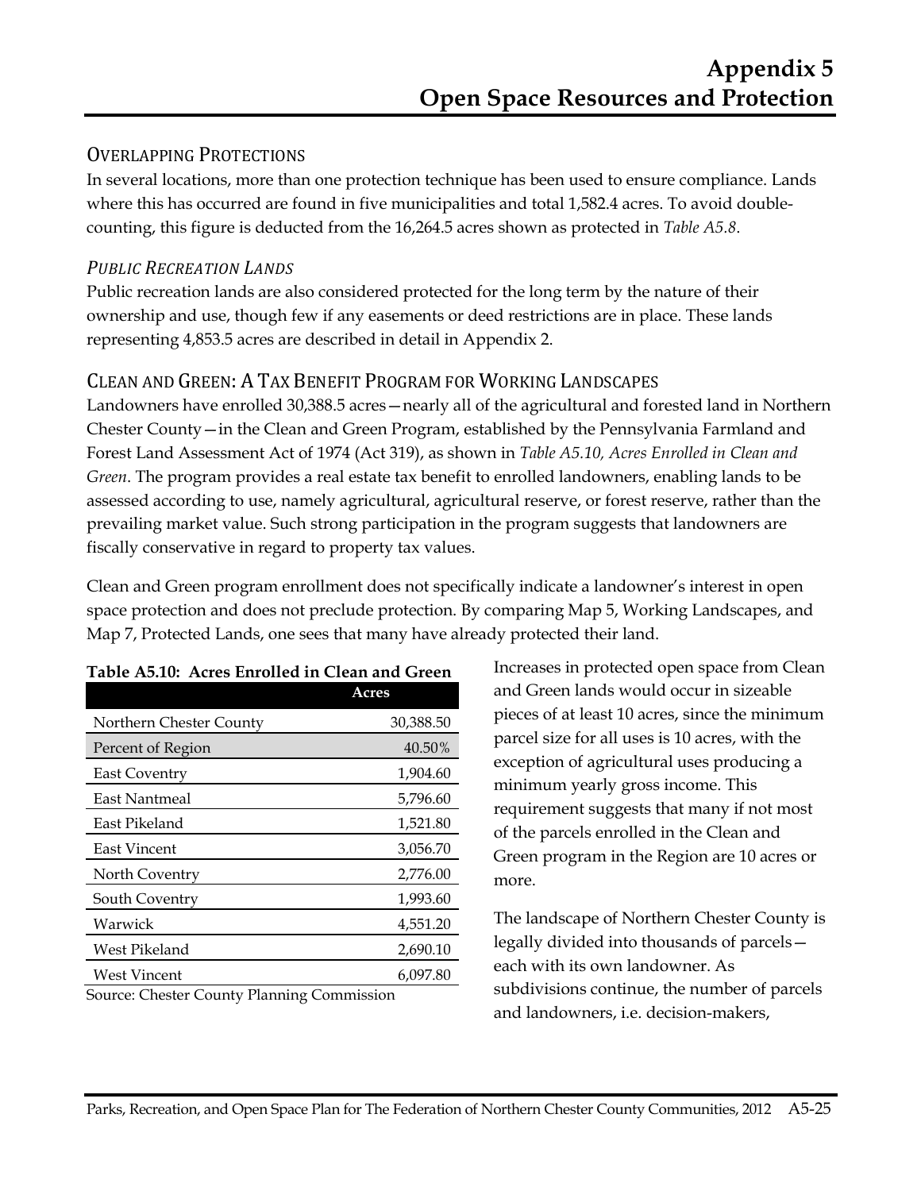# Appendix 5
# Open Space Resources and Protection

## Overlapping Protections

In several locations, more than one protection technique has been used to ensure compliance. Lands where this has occurred are found in five municipalities and total 1,582.4 acres. To avoid double-counting, this figure is deducted from the 16,264.5 acres shown as protected in *Table A5.8*.

### *Public Recreation Lands*

Public recreation lands are also considered protected for the long term by the nature of their ownership and use, though few if any easements or deed restrictions are in place. These lands representing 4,853.5 acres are described in detail in Appendix 2.

## Clean and Green: A Tax Benefit Program for Working Landscapes

Landowners have enrolled 30,388.5 acres—nearly all of the agricultural and forested land in Northern Chester County—in the Clean and Green Program, established by the Pennsylvania Farmland and Forest Land Assessment Act of 1974 (Act 319), as shown in *Table A5.10, Acres Enrolled in Clean and Green*. The program provides a real estate tax benefit to enrolled landowners, enabling lands to be assessed according to use, namely agricultural, agricultural reserve, or forest reserve, rather than the prevailing market value. Such strong participation in the program suggests that landowners are fiscally conservative in regard to property tax values.

Clean and Green program enrollment does not specifically indicate a landowner's interest in open space protection and does not preclude protection. By comparing Map 5, Working Landscapes, and Map 7, Protected Lands, one sees that many have already protected their land.

**Table A5.10: Acres Enrolled in Clean and Green**

| | Acres |
|---|---|
| Northern Chester County | 30,388.50 |
| Percent of Region | 40.50% |
| East Coventry | 1,904.60 |
| East Nantmeal | 5,796.60 |
| East Pikeland | 1,521.80 |
| East Vincent | 3,056.70 |
| North Coventry | 2,776.00 |
| South Coventry | 1,993.60 |
| Warwick | 4,551.20 |
| West Pikeland | 2,690.10 |
| West Vincent | 6,097.80 |

Source: Chester County Planning Commission

Increases in protected open space from Clean and Green lands would occur in sizeable pieces of at least 10 acres, since the minimum parcel size for all uses is 10 acres, with the exception of agricultural uses producing a minimum yearly gross income. This requirement suggests that many if not most of the parcels enrolled in the Clean and Green program in the Region are 10 acres or more.

The landscape of Northern Chester County is legally divided into thousands of parcels—each with its own landowner. As subdivisions continue, the number of parcels and landowners, i.e. decision-makers,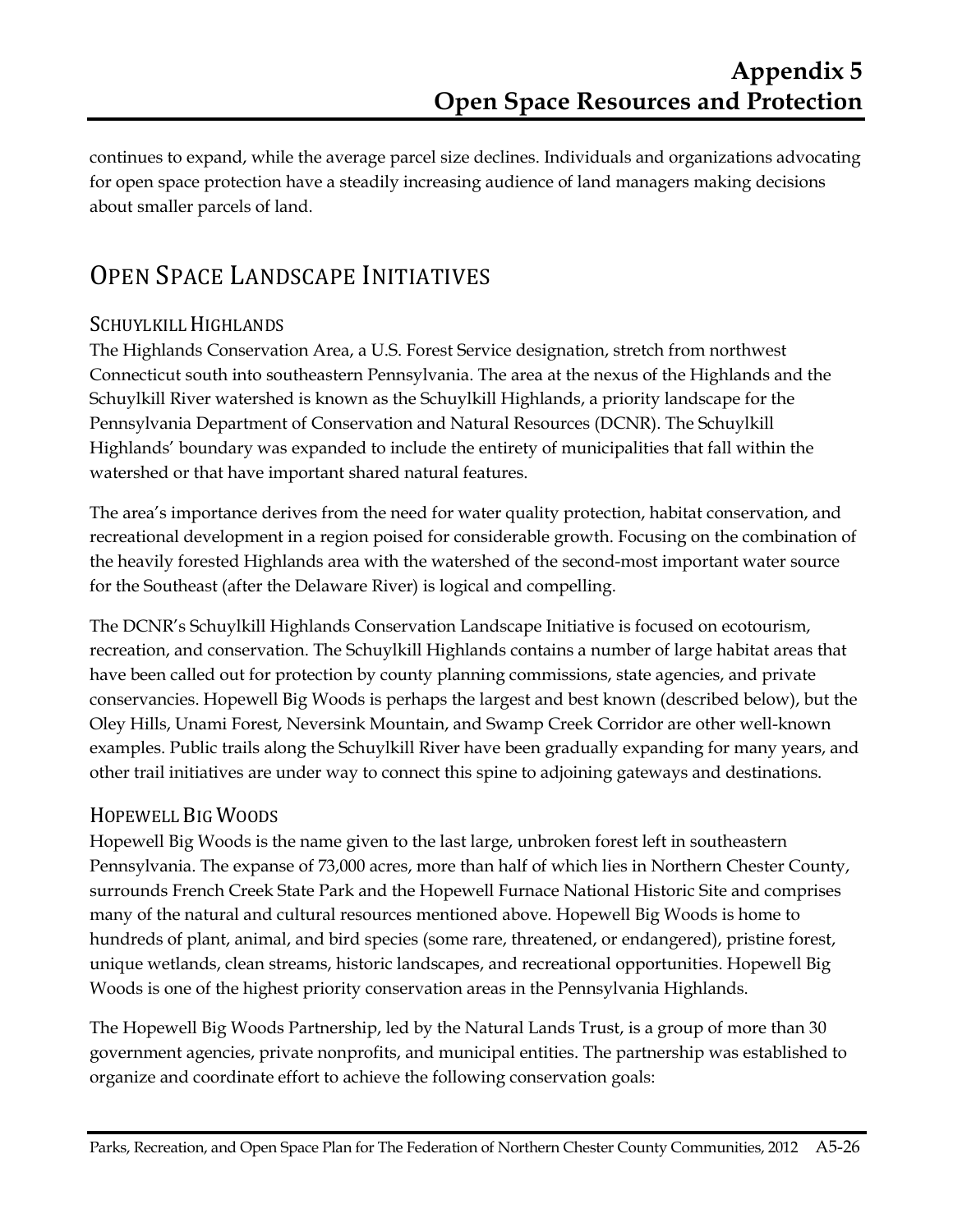continues to expand, while the average parcel size declines. Individuals and organizations advocating for open space protection have a steadily increasing audience of land managers making decisions about smaller parcels of land.

## Open Space Landscape Initiatives

### Schuylkill Highlands

The Highlands Conservation Area, a U.S. Forest Service designation, stretch from northwest Connecticut south into southeastern Pennsylvania. The area at the nexus of the Highlands and the Schuylkill River watershed is known as the Schuylkill Highlands, a priority landscape for the Pennsylvania Department of Conservation and Natural Resources (DCNR). The Schuylkill Highlands' boundary was expanded to include the entirety of municipalities that fall within the watershed or that have important shared natural features.

The area's importance derives from the need for water quality protection, habitat conservation, and recreational development in a region poised for considerable growth. Focusing on the combination of the heavily forested Highlands area with the watershed of the second-most important water source for the Southeast (after the Delaware River) is logical and compelling.

The DCNR's Schuylkill Highlands Conservation Landscape Initiative is focused on ecotourism, recreation, and conservation. The Schuylkill Highlands contains a number of large habitat areas that have been called out for protection by county planning commissions, state agencies, and private conservancies. Hopewell Big Woods is perhaps the largest and best known (described below), but the Oley Hills, Unami Forest, Neversink Mountain, and Swamp Creek Corridor are other well-known examples. Public trails along the Schuylkill River have been gradually expanding for many years, and other trail initiatives are under way to connect this spine to adjoining gateways and destinations.

### Hopewell Big Woods

Hopewell Big Woods is the name given to the last large, unbroken forest left in southeastern Pennsylvania. The expanse of 73,000 acres, more than half of which lies in Northern Chester County, surrounds French Creek State Park and the Hopewell Furnace National Historic Site and comprises many of the natural and cultural resources mentioned above. Hopewell Big Woods is home to hundreds of plant, animal, and bird species (some rare, threatened, or endangered), pristine forest, unique wetlands, clean streams, historic landscapes, and recreational opportunities. Hopewell Big Woods is one of the highest priority conservation areas in the Pennsylvania Highlands.

The Hopewell Big Woods Partnership, led by the Natural Lands Trust, is a group of more than 30 government agencies, private nonprofits, and municipal entities. The partnership was established to organize and coordinate effort to achieve the following conservation goals: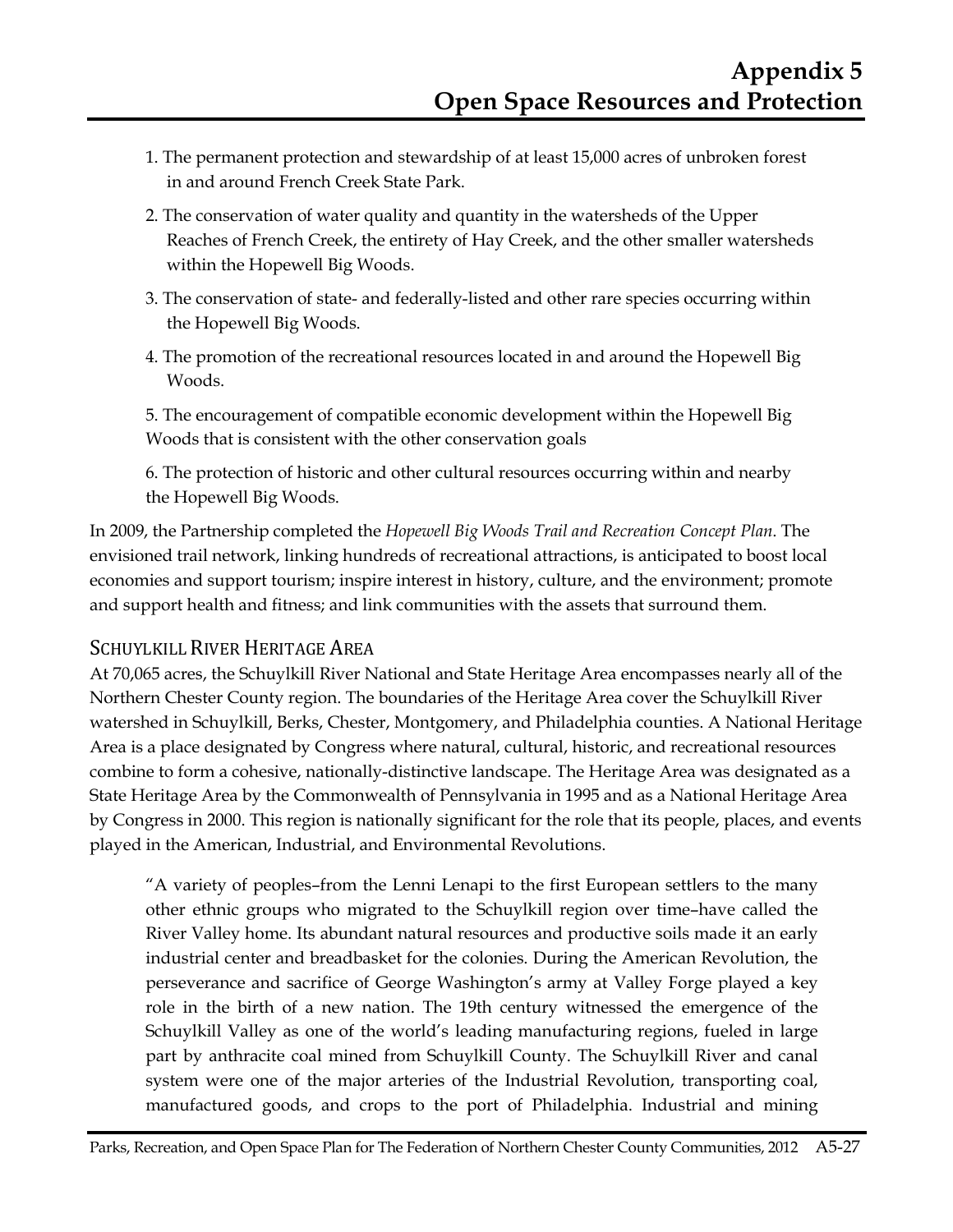1. The permanent protection and stewardship of at least 15,000 acres of unbroken forest in and around French Creek State Park.
2. The conservation of water quality and quantity in the watersheds of the Upper Reaches of French Creek, the entirety of Hay Creek, and the other smaller watersheds within the Hopewell Big Woods.
3. The conservation of state- and federally-listed and other rare species occurring within the Hopewell Big Woods.
4. The promotion of the recreational resources located in and around the Hopewell Big Woods.
5. The encouragement of compatible economic development within the Hopewell Big Woods that is consistent with the other conservation goals
6. The protection of historic and other cultural resources occurring within and nearby the Hopewell Big Woods.

In 2009, the Partnership completed the *Hopewell Big Woods Trail and Recreation Concept Plan*. The envisioned trail network, linking hundreds of recreational attractions, is anticipated to boost local economies and support tourism; inspire interest in history, culture, and the environment; promote and support health and fitness; and link communities with the assets that surround them.

### SCHUYLKILL RIVER HERITAGE AREA

At 70,065 acres, the Schuylkill River National and State Heritage Area encompasses nearly all of the Northern Chester County region. The boundaries of the Heritage Area cover the Schuylkill River watershed in Schuylkill, Berks, Chester, Montgomery, and Philadelphia counties. A National Heritage Area is a place designated by Congress where natural, cultural, historic, and recreational resources combine to form a cohesive, nationally-distinctive landscape. The Heritage Area was designated as a State Heritage Area by the Commonwealth of Pennsylvania in 1995 and as a National Heritage Area by Congress in 2000. This region is nationally significant for the role that its people, places, and events played in the American, Industrial, and Environmental Revolutions.

> "A variety of peoples–from the Lenni Lenapi to the first European settlers to the many other ethnic groups who migrated to the Schuylkill region over time–have called the River Valley home. Its abundant natural resources and productive soils made it an early industrial center and breadbasket for the colonies. During the American Revolution, the perseverance and sacrifice of George Washington's army at Valley Forge played a key role in the birth of a new nation. The 19th century witnessed the emergence of the Schuylkill Valley as one of the world's leading manufacturing regions, fueled in large part by anthracite coal mined from Schuylkill County. The Schuylkill River and canal system were one of the major arteries of the Industrial Revolution, transporting coal, manufactured goods, and crops to the port of Philadelphia. Industrial and mining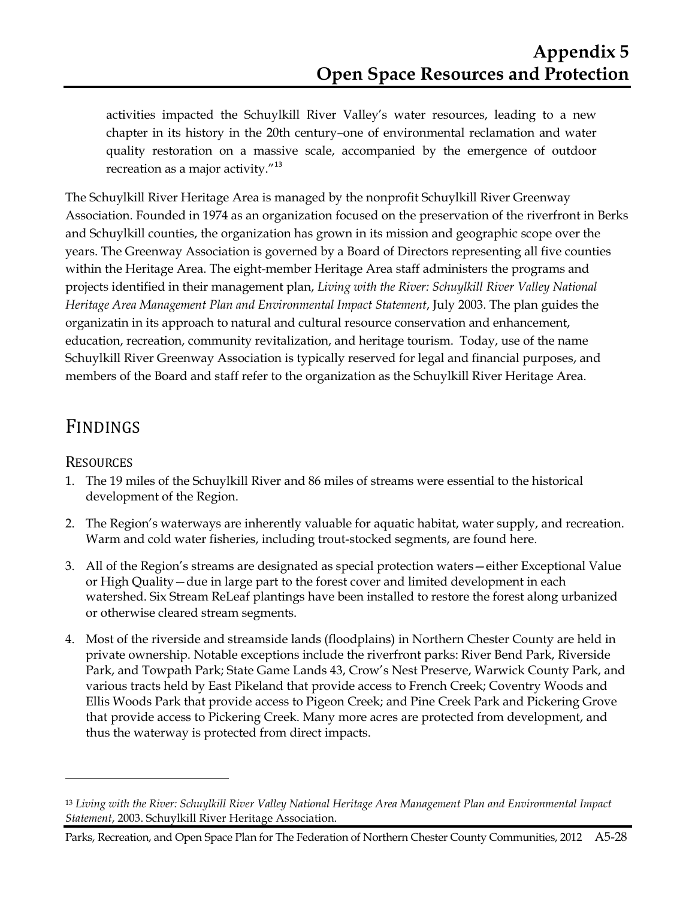activities impacted the Schuylkill River Valley's water resources, leading to a new chapter in its history in the 20th century–one of environmental reclamation and water quality restoration on a massive scale, accompanied by the emergence of outdoor recreation as a major activity."[13]

The Schuylkill River Heritage Area is managed by the nonprofit Schuylkill River Greenway Association. Founded in 1974 as an organization focused on the preservation of the riverfront in Berks and Schuylkill counties, the organization has grown in its mission and geographic scope over the years. The Greenway Association is governed by a Board of Directors representing all five counties within the Heritage Area. The eight-member Heritage Area staff administers the programs and projects identified in their management plan, *Living with the River: Schuylkill River Valley National Heritage Area Management Plan and Environmental Impact Statement*, July 2003. The plan guides the organizatin in its approach to natural and cultural resource conservation and enhancement, education, recreation, community revitalization, and heritage tourism. Today, use of the name Schuylkill River Greenway Association is typically reserved for legal and financial purposes, and members of the Board and staff refer to the organization as the Schuylkill River Heritage Area.

## FINDINGS

### RESOURCES

1. The 19 miles of the Schuylkill River and 86 miles of streams were essential to the historical development of the Region.
2. The Region's waterways are inherently valuable for aquatic habitat, water supply, and recreation. Warm and cold water fisheries, including trout-stocked segments, are found here.
3. All of the Region's streams are designated as special protection waters—either Exceptional Value or High Quality—due in large part to the forest cover and limited development in each watershed. Six Stream ReLeaf plantings have been installed to restore the forest along urbanized or otherwise cleared stream segments.
4. Most of the riverside and streamside lands (floodplains) in Northern Chester County are held in private ownership. Notable exceptions include the riverfront parks: River Bend Park, Riverside Park, and Towpath Park; State Game Lands 43, Crow's Nest Preserve, Warwick County Park, and various tracts held by East Pikeland that provide access to French Creek; Coventry Woods and Ellis Woods Park that provide access to Pigeon Creek; and Pine Creek Park and Pickering Grove that provide access to Pickering Creek. Many more acres are protected from development, and thus the waterway is protected from direct impacts.

---

[13] *Living with the River: Schuylkill River Valley National Heritage Area Management Plan and Environmental Impact Statement*, 2003. Schuylkill River Heritage Association.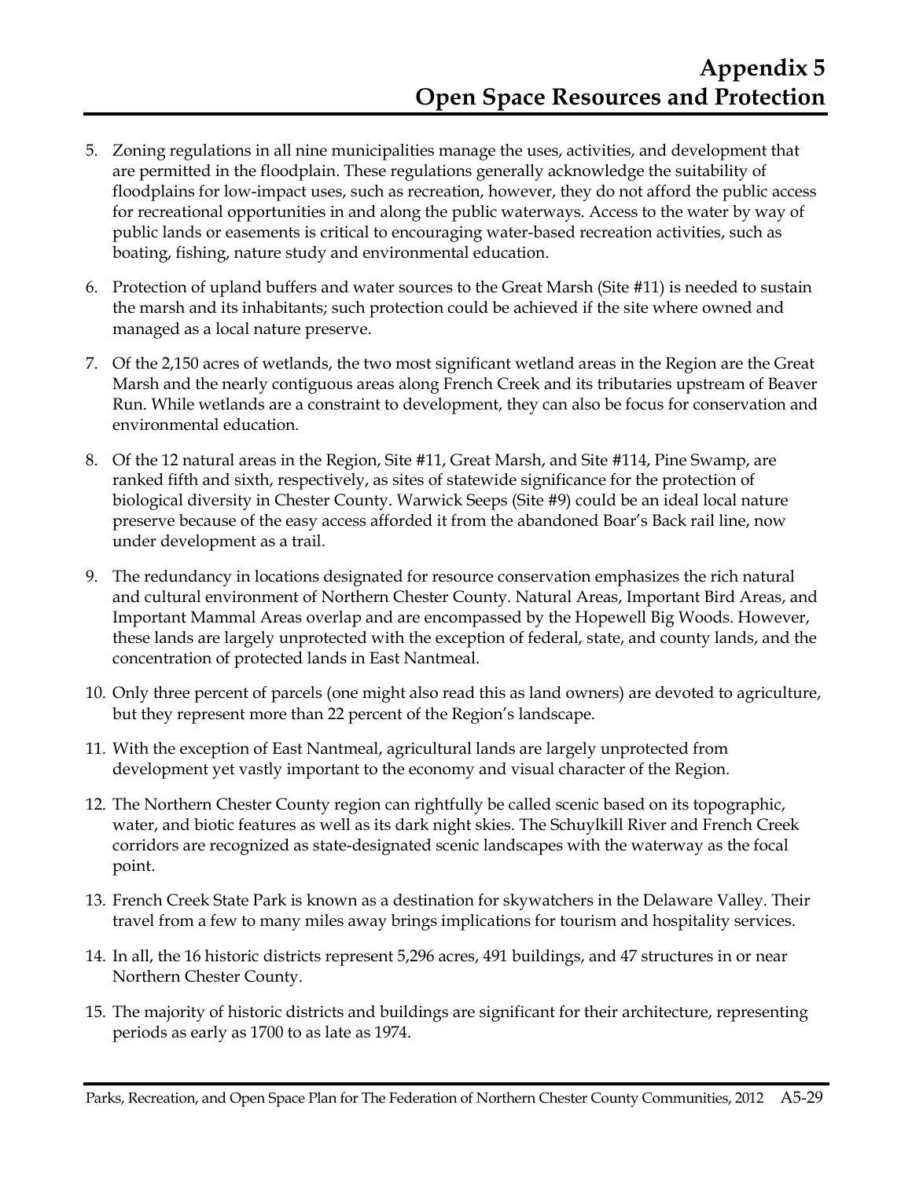5. Zoning regulations in all nine municipalities manage the uses, activities, and development that are permitted in the floodplain. These regulations generally acknowledge the suitability of floodplains for low-impact uses, such as recreation, however, they do not afford the public access for recreational opportunities in and along the public waterways. Access to the water by way of public lands or easements is critical to encouraging water-based recreation activities, such as boating, fishing, nature study and environmental education.

6. Protection of upland buffers and water sources to the Great Marsh (Site #11) is needed to sustain the marsh and its inhabitants; such protection could be achieved if the site where owned and managed as a local nature preserve.

7. Of the 2,150 acres of wetlands, the two most significant wetland areas in the Region are the Great Marsh and the nearly contiguous areas along French Creek and its tributaries upstream of Beaver Run. While wetlands are a constraint to development, they can also be focus for conservation and environmental education.

8. Of the 12 natural areas in the Region, Site #11, Great Marsh, and Site #114, Pine Swamp, are ranked fifth and sixth, respectively, as sites of statewide significance for the protection of biological diversity in Chester County. Warwick Seeps (Site #9) could be an ideal local nature preserve because of the easy access afforded it from the abandoned Boar's Back rail line, now under development as a trail.

9. The redundancy in locations designated for resource conservation emphasizes the rich natural and cultural environment of Northern Chester County. Natural Areas, Important Bird Areas, and Important Mammal Areas overlap and are encompassed by the Hopewell Big Woods. However, these lands are largely unprotected with the exception of federal, state, and county lands, and the concentration of protected lands in East Nantmeal.

10. Only three percent of parcels (one might also read this as land owners) are devoted to agriculture, but they represent more than 22 percent of the Region's landscape.

11. With the exception of East Nantmeal, agricultural lands are largely unprotected from development yet vastly important to the economy and visual character of the Region.

12. The Northern Chester County region can rightfully be called scenic based on its topographic, water, and biotic features as well as its dark night skies. The Schuylkill River and French Creek corridors are recognized as state-designated scenic landscapes with the waterway as the focal point.

13. French Creek State Park is known as a destination for skywatchers in the Delaware Valley. Their travel from a few to many miles away brings implications for tourism and hospitality services.

14. In all, the 16 historic districts represent 5,296 acres, 491 buildings, and 47 structures in or near Northern Chester County.

15. The majority of historic districts and buildings are significant for their architecture, representing periods as early as 1700 to as late as 1974.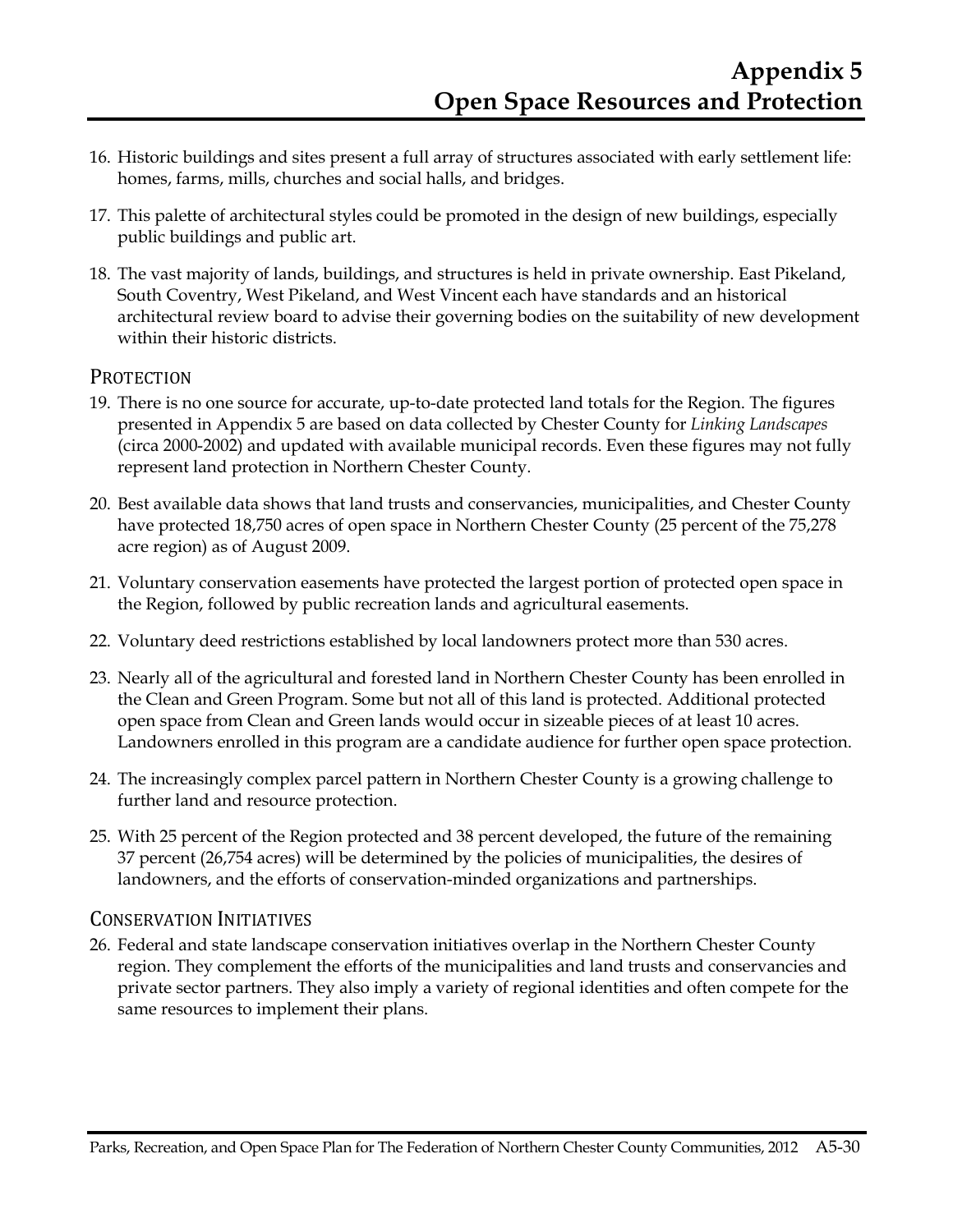16. Historic buildings and sites present a full array of structures associated with early settlement life: homes, farms, mills, churches and social halls, and bridges.

17. This palette of architectural styles could be promoted in the design of new buildings, especially public buildings and public art.

18. The vast majority of lands, buildings, and structures is held in private ownership. East Pikeland, South Coventry, West Pikeland, and West Vincent each have standards and an historical architectural review board to advise their governing bodies on the suitability of new development within their historic districts.

## PROTECTION

19. There is no one source for accurate, up-to-date protected land totals for the Region. The figures presented in Appendix 5 are based on data collected by Chester County for *Linking Landscapes* (circa 2000-2002) and updated with available municipal records. Even these figures may not fully represent land protection in Northern Chester County.

20. Best available data shows that land trusts and conservancies, municipalities, and Chester County have protected 18,750 acres of open space in Northern Chester County (25 percent of the 75,278 acre region) as of August 2009.

21. Voluntary conservation easements have protected the largest portion of protected open space in the Region, followed by public recreation lands and agricultural easements.

22. Voluntary deed restrictions established by local landowners protect more than 530 acres.

23. Nearly all of the agricultural and forested land in Northern Chester County has been enrolled in the Clean and Green Program. Some but not all of this land is protected. Additional protected open space from Clean and Green lands would occur in sizeable pieces of at least 10 acres. Landowners enrolled in this program are a candidate audience for further open space protection.

24. The increasingly complex parcel pattern in Northern Chester County is a growing challenge to further land and resource protection.

25. With 25 percent of the Region protected and 38 percent developed, the future of the remaining 37 percent (26,754 acres) will be determined by the policies of municipalities, the desires of landowners, and the efforts of conservation-minded organizations and partnerships.

## CONSERVATION INITIATIVES

26. Federal and state landscape conservation initiatives overlap in the Northern Chester County region. They complement the efforts of the municipalities and land trusts and conservancies and private sector partners. They also imply a variety of regional identities and often compete for the same resources to implement their plans.